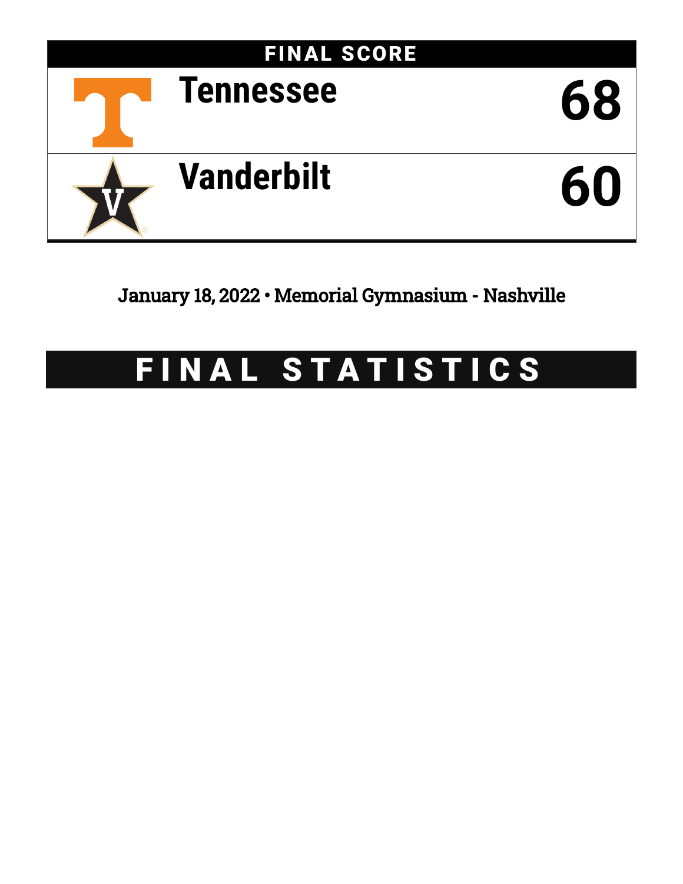## FINAL SCORE

| Team | Score |
| --- | --- |
| Tennessee | 68 |
| Vanderbilt | 60 |

January 18, 2022 • Memorial Gymnasium - Nashville

# FINAL STATISTICS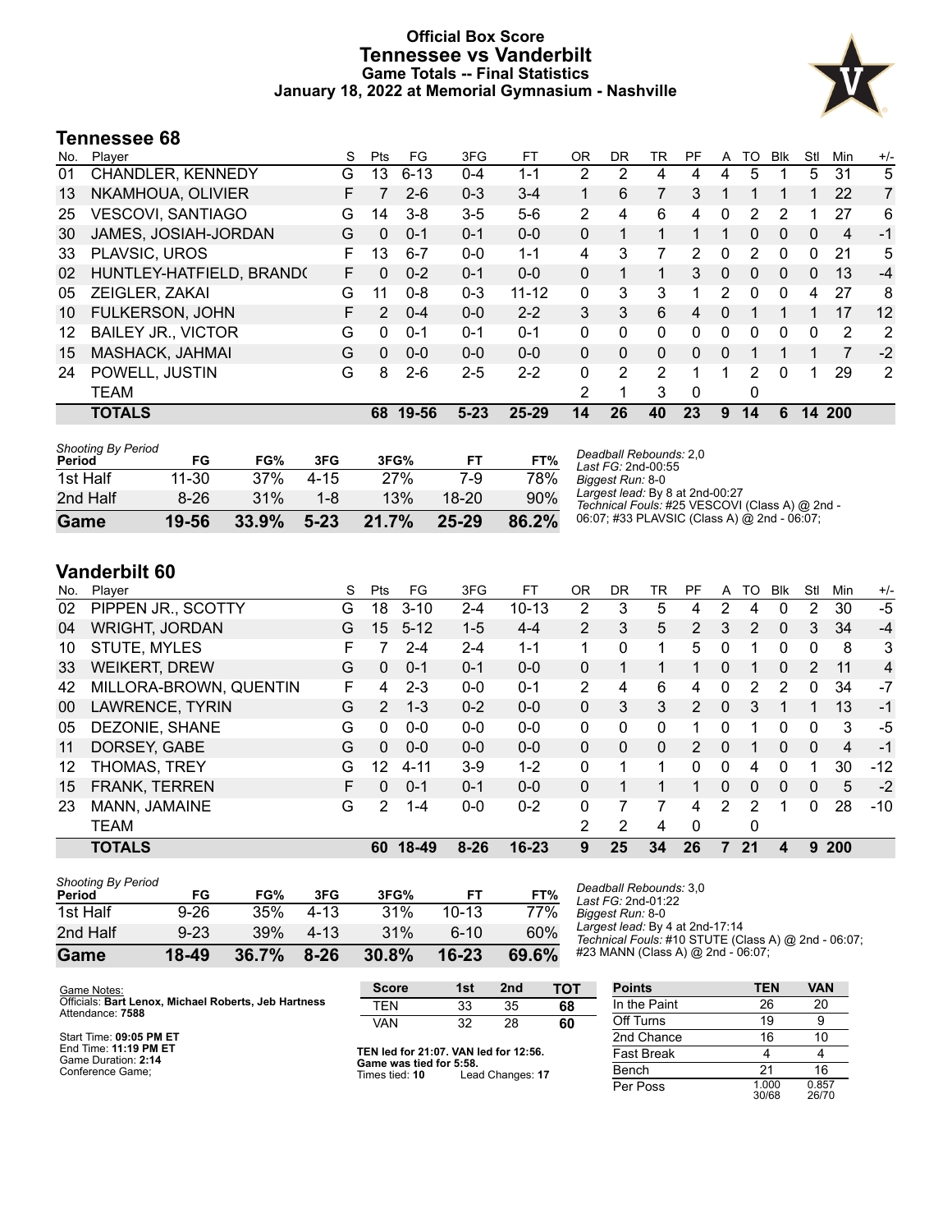# Official Box Score
## Tennessee vs Vanderbilt
### Game Totals -- Final Statistics
### January 18, 2022 at Memorial Gymnasium - Nashville

## Tennessee 68

| No. | Player | S | Pts | FG | 3FG | FT | OR | DR | TR | PF | A | TO | Blk | Stl | Min | +/- |
|---|---|---|---|---|---|---|---|---|---|---|---|---|---|---|---|---|
| 01 | CHANDLER, KENNEDY | G | 13 | 6-13 | 0-4 | 1-1 | 2 | 2 | 4 | 4 | 4 | 5 | 1 | 5 | 31 | 5 |
| 13 | NKAMHOUA, OLIVIER | F | 7 | 2-6 | 0-3 | 3-4 | 1 | 6 | 7 | 3 | 1 | 1 | 1 | 1 | 22 | 7 |
| 25 | VESCOVI, SANTIAGO | G | 14 | 3-8 | 3-5 | 5-6 | 2 | 4 | 6 | 4 | 0 | 2 | 2 | 1 | 27 | 6 |
| 30 | JAMES, JOSIAH-JORDAN | G | 0 | 0-1 | 0-1 | 0-0 | 0 | 1 | 1 | 1 | 1 | 0 | 0 | 0 | 4 | -1 |
| 33 | PLAVSIC, UROS | F | 13 | 6-7 | 0-0 | 1-1 | 4 | 3 | 7 | 2 | 0 | 2 | 0 | 0 | 21 | 5 |
| 02 | HUNTLEY-HATFIELD, BRANDO | F | 0 | 0-2 | 0-1 | 0-0 | 0 | 1 | 1 | 3 | 0 | 0 | 0 | 0 | 13 | -4 |
| 05 | ZEIGLER, ZAKAI | G | 11 | 0-8 | 0-3 | 11-12 | 0 | 3 | 3 | 1 | 2 | 0 | 0 | 4 | 27 | 8 |
| 10 | FULKERSON, JOHN | F | 2 | 0-4 | 0-0 | 2-2 | 3 | 3 | 6 | 4 | 0 | 1 | 1 | 1 | 17 | 12 |
| 12 | BAILEY JR., VICTOR | G | 0 | 0-1 | 0-1 | 0-1 | 0 | 0 | 0 | 0 | 0 | 0 | 0 | 0 | 2 | 2 |
| 15 | MASHACK, JAHMAI | G | 0 | 0-0 | 0-0 | 0-0 | 0 | 0 | 0 | 0 | 0 | 1 | 1 | 1 | 7 | -2 |
| 24 | POWELL, JUSTIN | G | 8 | 2-6 | 2-5 | 2-2 | 0 | 2 | 2 | 1 | 1 | 2 | 0 | 1 | 29 | 2 |
| | TEAM | | | | | | 2 | 1 | 3 | 0 | | 0 | | | | |
| | **TOTALS** | | **68** | **19-56** | **5-23** | **25-29** | **14** | **26** | **40** | **23** | **9** | **14** | **6** | **14** | **200** | |

| Shooting By Period Period | FG | FG% | 3FG | 3FG% | FT | FT% |
|---|---|---|---|---|---|---|
| 1st Half | 11-30 | 37% | 4-15 | 27% | 7-9 | 78% |
| 2nd Half | 8-26 | 31% | 1-8 | 13% | 18-20 | 90% |
| **Game** | **19-56** | **33.9%** | **5-23** | **21.7%** | **25-29** | **86.2%** |

*Deadball Rebounds:* 2,0
*Last FG:* 2nd-00:55
*Biggest Run:* 8-0
*Largest lead:* By 8 at 2nd-00:27
*Technical Fouls:* #25 VESCOVI (Class A) @ 2nd - 06:07; #33 PLAVSIC (Class A) @ 2nd - 06:07;

## Vanderbilt 60

| No. | Player | S | Pts | FG | 3FG | FT | OR | DR | TR | PF | A | TO | Blk | Stl | Min | +/- |
|---|---|---|---|---|---|---|---|---|---|---|---|---|---|---|---|---|
| 02 | PIPPEN JR., SCOTTY | G | 18 | 3-10 | 2-4 | 10-13 | 2 | 3 | 5 | 4 | 2 | 4 | 0 | 2 | 30 | -5 |
| 04 | WRIGHT, JORDAN | G | 15 | 5-12 | 1-5 | 4-4 | 2 | 3 | 5 | 2 | 3 | 2 | 0 | 3 | 34 | -4 |
| 10 | STUTE, MYLES | F | 7 | 2-4 | 2-4 | 1-1 | 1 | 0 | 1 | 5 | 0 | 1 | 0 | 0 | 8 | 3 |
| 33 | WEIKERT, DREW | G | 0 | 0-1 | 0-1 | 0-0 | 0 | 1 | 1 | 1 | 0 | 1 | 0 | 2 | 11 | 4 |
| 42 | MILLORA-BROWN, QUENTIN | F | 4 | 2-3 | 0-0 | 0-1 | 2 | 4 | 6 | 4 | 0 | 2 | 2 | 0 | 34 | -7 |
| 00 | LAWRENCE, TYRIN | G | 2 | 1-3 | 0-2 | 0-0 | 0 | 3 | 3 | 2 | 0 | 3 | 1 | 1 | 13 | -1 |
| 05 | DEZONIE, SHANE | G | 0 | 0-0 | 0-0 | 0-0 | 0 | 0 | 0 | 1 | 0 | 1 | 0 | 0 | 3 | -5 |
| 11 | DORSEY, GABE | G | 0 | 0-0 | 0-0 | 0-0 | 0 | 0 | 0 | 2 | 0 | 1 | 0 | 0 | 4 | -1 |
| 12 | THOMAS, TREY | G | 12 | 4-11 | 3-9 | 1-2 | 0 | 1 | 1 | 0 | 0 | 4 | 0 | 1 | 30 | -12 |
| 15 | FRANK, TERREN | F | 0 | 0-1 | 0-1 | 0-0 | 0 | 1 | 1 | 1 | 0 | 0 | 0 | 0 | 5 | -2 |
| 23 | MANN, JAMAINE | G | 2 | 1-4 | 0-0 | 0-2 | 0 | 7 | 7 | 4 | 2 | 2 | 1 | 0 | 28 | -10 |
| | TEAM | | | | | | 2 | 2 | 4 | 0 | | 0 | | | | |
| | **TOTALS** | | **60** | **18-49** | **8-26** | **16-23** | **9** | **25** | **34** | **26** | **7** | **21** | **4** | **9** | **200** | |

| Shooting By Period Period | FG | FG% | 3FG | 3FG% | FT | FT% |
|---|---|---|---|---|---|---|
| 1st Half | 9-26 | 35% | 4-13 | 31% | 10-13 | 77% |
| 2nd Half | 9-23 | 39% | 4-13 | 31% | 6-10 | 60% |
| **Game** | **18-49** | **36.7%** | **8-26** | **30.8%** | **16-23** | **69.6%** |

*Deadball Rebounds:* 3,0
*Last FG:* 2nd-01:22
*Biggest Run:* 8-0
*Largest lead:* By 4 at 2nd-17:14
*Technical Fouls:* #10 STUTE (Class A) @ 2nd - 06:07; #23 MANN (Class A) @ 2nd - 06:07;

Game Notes:
Officials: **Bart Lenox, Michael Roberts, Jeb Hartness**
Attendance: **7588**

Start Time: **09:05 PM ET**
End Time: **11:19 PM ET**
Game Duration: **2:14**
Conference Game;

| Score | 1st | 2nd | TOT |
|---|---|---|---|
| TEN | 33 | 35 | **68** |
| VAN | 32 | 28 | **60** |

**TEN led for 21:07. VAN led for 12:56.**
**Game was tied for 5:58.**
Times tied: **10** Lead Changes: **17**

| Points | TEN | VAN |
|---|---|---|
| In the Paint | 26 | 20 |
| Off Turns | 19 | 9 |
| 2nd Chance | 16 | 10 |
| Fast Break | 4 | 4 |
| Bench | 21 | 16 |
| Per Poss | 1.000 30/68 | 0.857 26/70 |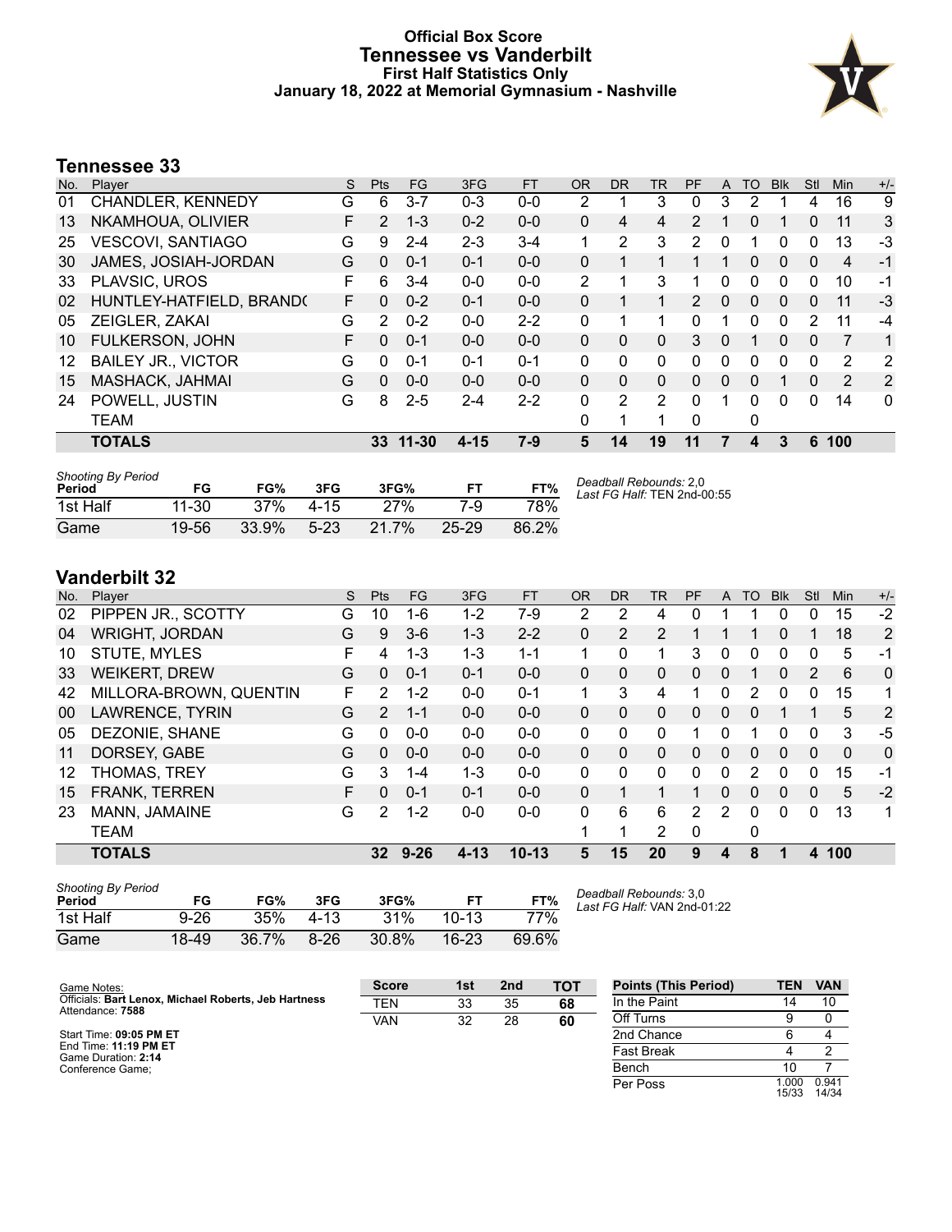# Official Box Score
## Tennessee vs Vanderbilt
### First Half Statistics Only
### January 18, 2022 at Memorial Gymnasium - Nashville

## Tennessee 33

| No. | Player | S | Pts | FG | 3FG | FT | OR | DR | TR | PF | A | TO | Blk | Stl | Min | +/- |
|---|---|---|---|---|---|---|---|---|---|---|---|---|---|---|---|---|
| 01 | CHANDLER, KENNEDY | G | 6 | 3-7 | 0-3 | 0-0 | 2 | 1 | 3 | 0 | 3 | 2 | 1 | 4 | 16 | 9 |
| 13 | NKAMHOUA, OLIVIER | F | 2 | 1-3 | 0-2 | 0-0 | 0 | 4 | 4 | 2 | 1 | 0 | 1 | 0 | 11 | 3 |
| 25 | VESCOVI, SANTIAGO | G | 9 | 2-4 | 2-3 | 3-4 | 1 | 2 | 3 | 2 | 0 | 1 | 0 | 0 | 13 | -3 |
| 30 | JAMES, JOSIAH-JORDAN | G | 0 | 0-1 | 0-1 | 0-0 | 0 | 1 | 1 | 1 | 1 | 0 | 0 | 0 | 4 | -1 |
| 33 | PLAVSIC, UROS | F | 6 | 3-4 | 0-0 | 0-0 | 2 | 1 | 3 | 1 | 0 | 0 | 0 | 0 | 10 | -1 |
| 02 | HUNTLEY-HATFIELD, BRAND( | F | 0 | 0-2 | 0-1 | 0-0 | 0 | 1 | 1 | 2 | 0 | 0 | 0 | 0 | 11 | -3 |
| 05 | ZEIGLER, ZAKAI | G | 2 | 0-2 | 0-0 | 2-2 | 0 | 1 | 1 | 0 | 1 | 0 | 0 | 2 | 11 | -4 |
| 10 | FULKERSON, JOHN | F | 0 | 0-1 | 0-0 | 0-0 | 0 | 0 | 0 | 3 | 0 | 1 | 0 | 0 | 7 | 1 |
| 12 | BAILEY JR., VICTOR | G | 0 | 0-1 | 0-1 | 0-1 | 0 | 0 | 0 | 0 | 0 | 0 | 0 | 0 | 2 | 2 |
| 15 | MASHACK, JAHMAI | G | 0 | 0-0 | 0-0 | 0-0 | 0 | 0 | 0 | 0 | 0 | 0 | 1 | 0 | 2 | 2 |
| 24 | POWELL, JUSTIN | G | 8 | 2-5 | 2-4 | 2-2 | 0 | 2 | 2 | 0 | 1 | 0 | 0 | 0 | 14 | 0 |
| | TEAM | | | | | | 0 | 1 | 1 | 0 | | 0 | | | | |
| | **TOTALS** | | **33** | **11-30** | **4-15** | **7-9** | **5** | **14** | **19** | **11** | **7** | **4** | **3** | **6** | **100** | |

| Shooting By Period Period | FG | FG% | 3FG | 3FG% | FT | FT% |
|---|---|---|---|---|---|---|
| 1st Half | 11-30 | 37% | 4-15 | 27% | 7-9 | 78% |
| Game | 19-56 | 33.9% | 5-23 | 21.7% | 25-29 | 86.2% |

*Deadball Rebounds:* 2,0
*Last FG Half:* TEN 2nd-00:55

## Vanderbilt 32

| No. | Player | S | Pts | FG | 3FG | FT | OR | DR | TR | PF | A | TO | Blk | Stl | Min | +/- |
|---|---|---|---|---|---|---|---|---|---|---|---|---|---|---|---|---|
| 02 | PIPPEN JR., SCOTTY | G | 10 | 1-6 | 1-2 | 7-9 | 2 | 2 | 4 | 0 | 1 | 1 | 0 | 0 | 15 | -2 |
| 04 | WRIGHT, JORDAN | G | 9 | 3-6 | 1-3 | 2-2 | 0 | 2 | 2 | 1 | 1 | 1 | 0 | 1 | 18 | 2 |
| 10 | STUTE, MYLES | F | 4 | 1-3 | 1-3 | 1-1 | 1 | 0 | 1 | 3 | 0 | 0 | 0 | 0 | 5 | -1 |
| 33 | WEIKERT, DREW | G | 0 | 0-1 | 0-1 | 0-0 | 0 | 0 | 0 | 0 | 0 | 1 | 0 | 2 | 6 | 0 |
| 42 | MILLORA-BROWN, QUENTIN | F | 2 | 1-2 | 0-0 | 0-1 | 1 | 3 | 4 | 1 | 0 | 2 | 0 | 0 | 15 | 1 |
| 00 | LAWRENCE, TYRIN | G | 2 | 1-1 | 0-0 | 0-0 | 0 | 0 | 0 | 0 | 0 | 0 | 1 | 1 | 5 | 2 |
| 05 | DEZONIE, SHANE | G | 0 | 0-0 | 0-0 | 0-0 | 0 | 0 | 0 | 1 | 0 | 1 | 0 | 0 | 3 | -5 |
| 11 | DORSEY, GABE | G | 0 | 0-0 | 0-0 | 0-0 | 0 | 0 | 0 | 0 | 0 | 0 | 0 | 0 | 0 | 0 |
| 12 | THOMAS, TREY | G | 3 | 1-4 | 1-3 | 0-0 | 0 | 0 | 0 | 0 | 0 | 2 | 0 | 0 | 15 | -1 |
| 15 | FRANK, TERREN | F | 0 | 0-1 | 0-1 | 0-0 | 0 | 1 | 1 | 1 | 0 | 0 | 0 | 0 | 5 | -2 |
| 23 | MANN, JAMAINE | G | 2 | 1-2 | 0-0 | 0-0 | 0 | 6 | 6 | 2 | 2 | 0 | 0 | 0 | 13 | 1 |
| | TEAM | | | | | | 1 | 1 | 2 | 0 | | 0 | | | | |
| | **TOTALS** | | **32** | **9-26** | **4-13** | **10-13** | **5** | **15** | **20** | **9** | **4** | **8** | **1** | **4** | **100** | |

| Shooting By Period Period | FG | FG% | 3FG | 3FG% | FT | FT% |
|---|---|---|---|---|---|---|
| 1st Half | 9-26 | 35% | 4-13 | 31% | 10-13 | 77% |
| Game | 18-49 | 36.7% | 8-26 | 30.8% | 16-23 | 69.6% |

*Deadball Rebounds:* 3,0
*Last FG Half:* VAN 2nd-01:22

Game Notes:
Officials: **Bart Lenox, Michael Roberts, Jeb Hartness**
Attendance: **7588**

Start Time: **09:05 PM ET**
End Time: **11:19 PM ET**
Game Duration: **2:14**
Conference Game;

| Score | 1st | 2nd | TOT |
|---|---|---|---|
| TEN | 33 | 35 | **68** |
| VAN | 32 | 28 | **60** |

| Points (This Period) | TEN | VAN |
|---|---|---|
| In the Paint | 14 | 10 |
| Off Turns | 9 | 0 |
| 2nd Chance | 6 | 4 |
| Fast Break | 4 | 2 |
| Bench | 10 | 7 |
| Per Poss | 1.000 15/33 | 0.941 14/34 |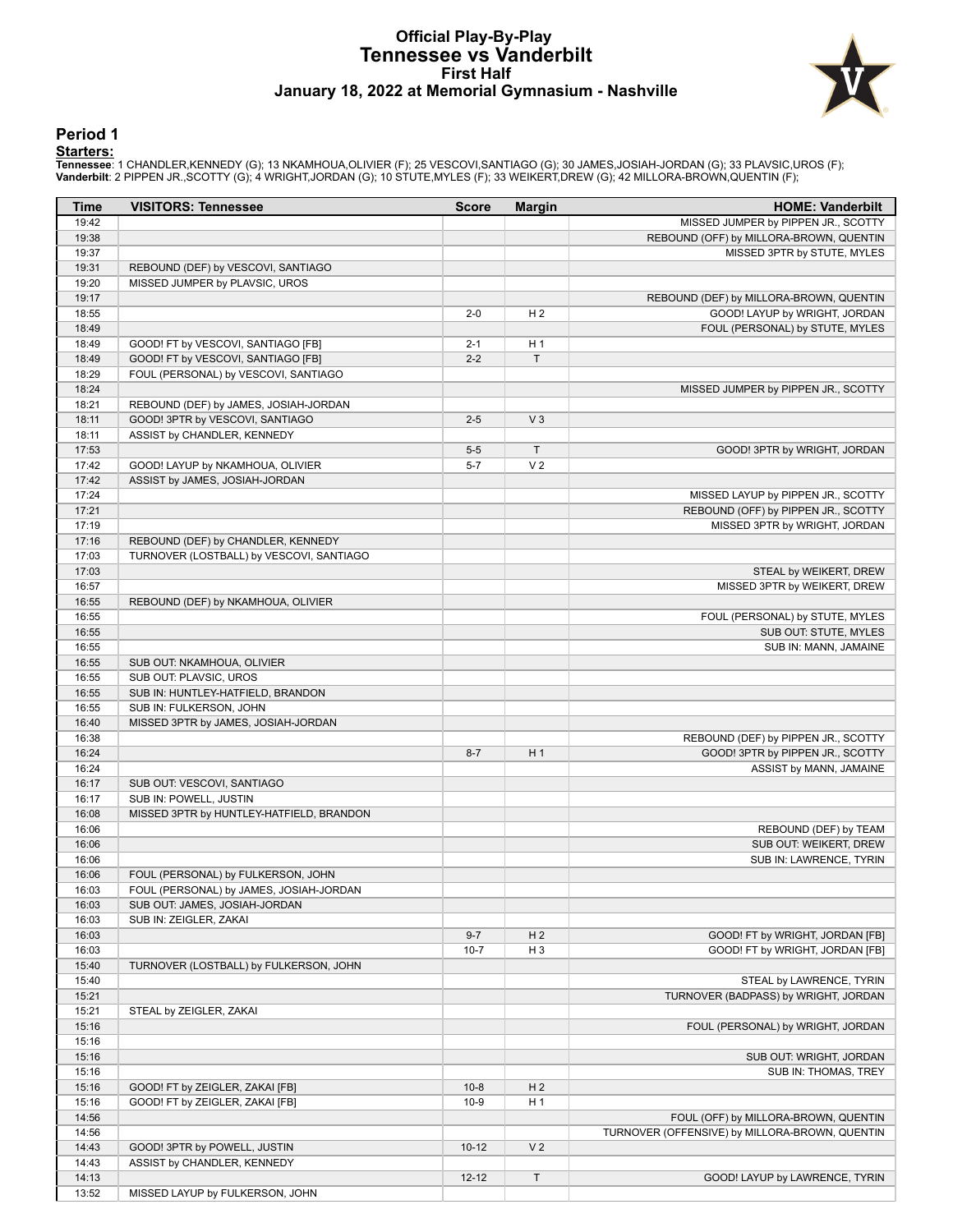# Official Play-By-Play
## Tennessee vs Vanderbilt
### First Half
### January 18, 2022 at Memorial Gymnasium - Nashville

## Period 1

**Starters:**

**Tennessee**: 1 CHANDLER,KENNEDY (G); 13 NKAMHOUA,OLIVIER (F); 25 VESCOVI,SANTIAGO (G); 30 JAMES,JOSIAH-JORDAN (G); 33 PLAVSIC,UROS (F);
**Vanderbilt**: 2 PIPPEN JR.,SCOTTY (G); 4 WRIGHT,JORDAN (G); 10 STUTE,MYLES (F); 33 WEIKERT,DREW (G); 42 MILLORA-BROWN,QUENTIN (F);

| Time | VISITORS: Tennessee | Score | Margin | HOME: Vanderbilt |
|---|---|---|---|---|
| 19:42 | | | | MISSED JUMPER by PIPPEN JR., SCOTTY |
| 19:38 | | | | REBOUND (OFF) by MILLORA-BROWN, QUENTIN |
| 19:37 | | | | MISSED 3PTR by STUTE, MYLES |
| 19:31 | REBOUND (DEF) by VESCOVI, SANTIAGO | | | |
| 19:20 | MISSED JUMPER by PLAVSIC, UROS | | | |
| 19:17 | | | | REBOUND (DEF) by MILLORA-BROWN, QUENTIN |
| 18:55 | | 2-0 | H 2 | GOOD! LAYUP by WRIGHT, JORDAN |
| 18:49 | | | | FOUL (PERSONAL) by STUTE, MYLES |
| 18:49 | GOOD! FT by VESCOVI, SANTIAGO [FB] | 2-1 | H 1 | |
| 18:49 | GOOD! FT by VESCOVI, SANTIAGO [FB] | 2-2 | T | |
| 18:29 | FOUL (PERSONAL) by VESCOVI, SANTIAGO | | | |
| 18:24 | | | | MISSED JUMPER by PIPPEN JR., SCOTTY |
| 18:21 | REBOUND (DEF) by JAMES, JOSIAH-JORDAN | | | |
| 18:11 | GOOD! 3PTR by VESCOVI, SANTIAGO | 2-5 | V 3 | |
| 18:11 | ASSIST by CHANDLER, KENNEDY | | | |
| 17:53 | | 5-5 | T | GOOD! 3PTR by WRIGHT, JORDAN |
| 17:42 | GOOD! LAYUP by NKAMHOUA, OLIVIER | 5-7 | V 2 | |
| 17:42 | ASSIST by JAMES, JOSIAH-JORDAN | | | |
| 17:24 | | | | MISSED LAYUP by PIPPEN JR., SCOTTY |
| 17:21 | | | | REBOUND (OFF) by PIPPEN JR., SCOTTY |
| 17:19 | | | | MISSED 3PTR by WRIGHT, JORDAN |
| 17:16 | REBOUND (DEF) by CHANDLER, KENNEDY | | | |
| 17:03 | TURNOVER (LOSTBALL) by VESCOVI, SANTIAGO | | | |
| 17:03 | | | | STEAL by WEIKERT, DREW |
| 16:57 | | | | MISSED 3PTR by WEIKERT, DREW |
| 16:55 | REBOUND (DEF) by NKAMHOUA, OLIVIER | | | |
| 16:55 | | | | FOUL (PERSONAL) by STUTE, MYLES |
| 16:55 | | | | SUB OUT: STUTE, MYLES |
| 16:55 | | | | SUB IN: MANN, JAMAINE |
| 16:55 | SUB OUT: NKAMHOUA, OLIVIER | | | |
| 16:55 | SUB OUT: PLAVSIC, UROS | | | |
| 16:55 | SUB IN: HUNTLEY-HATFIELD, BRANDON | | | |
| 16:55 | SUB IN: FULKERSON, JOHN | | | |
| 16:40 | MISSED 3PTR by JAMES, JOSIAH-JORDAN | | | |
| 16:38 | | | | REBOUND (DEF) by PIPPEN JR., SCOTTY |
| 16:24 | | 8-7 | H 1 | GOOD! 3PTR by PIPPEN JR., SCOTTY |
| 16:24 | | | | ASSIST by MANN, JAMAINE |
| 16:17 | SUB OUT: VESCOVI, SANTIAGO | | | |
| 16:17 | SUB IN: POWELL, JUSTIN | | | |
| 16:08 | MISSED 3PTR by HUNTLEY-HATFIELD, BRANDON | | | |
| 16:06 | | | | REBOUND (DEF) by TEAM |
| 16:06 | | | | SUB OUT: WEIKERT, DREW |
| 16:06 | | | | SUB IN: LAWRENCE, TYRIN |
| 16:06 | FOUL (PERSONAL) by FULKERSON, JOHN | | | |
| 16:03 | FOUL (PERSONAL) by JAMES, JOSIAH-JORDAN | | | |
| 16:03 | SUB OUT: JAMES, JOSIAH-JORDAN | | | |
| 16:03 | SUB IN: ZEIGLER, ZAKAI | | | |
| 16:03 | | 9-7 | H 2 | GOOD! FT by WRIGHT, JORDAN [FB] |
| 16:03 | | 10-7 | H 3 | GOOD! FT by WRIGHT, JORDAN [FB] |
| 15:40 | TURNOVER (LOSTBALL) by FULKERSON, JOHN | | | |
| 15:40 | | | | STEAL by LAWRENCE, TYRIN |
| 15:21 | | | | TURNOVER (BADPASS) by WRIGHT, JORDAN |
| 15:21 | STEAL by ZEIGLER, ZAKAI | | | |
| 15:16 | | | | FOUL (PERSONAL) by WRIGHT, JORDAN |
| 15:16 | | | | |
| 15:16 | | | | SUB OUT: WRIGHT, JORDAN |
| 15:16 | | | | SUB IN: THOMAS, TREY |
| 15:16 | GOOD! FT by ZEIGLER, ZAKAI [FB] | 10-8 | H 2 | |
| 15:16 | GOOD! FT by ZEIGLER, ZAKAI [FB] | 10-9 | H 1 | |
| 14:56 | | | | FOUL (OFF) by MILLORA-BROWN, QUENTIN |
| 14:56 | | | | TURNOVER (OFFENSIVE) by MILLORA-BROWN, QUENTIN |
| 14:43 | GOOD! 3PTR by POWELL, JUSTIN | 10-12 | V 2 | |
| 14:43 | ASSIST by CHANDLER, KENNEDY | | | |
| 14:13 | | 12-12 | T | GOOD! LAYUP by LAWRENCE, TYRIN |
| 13:52 | MISSED LAYUP by FULKERSON, JOHN | | | |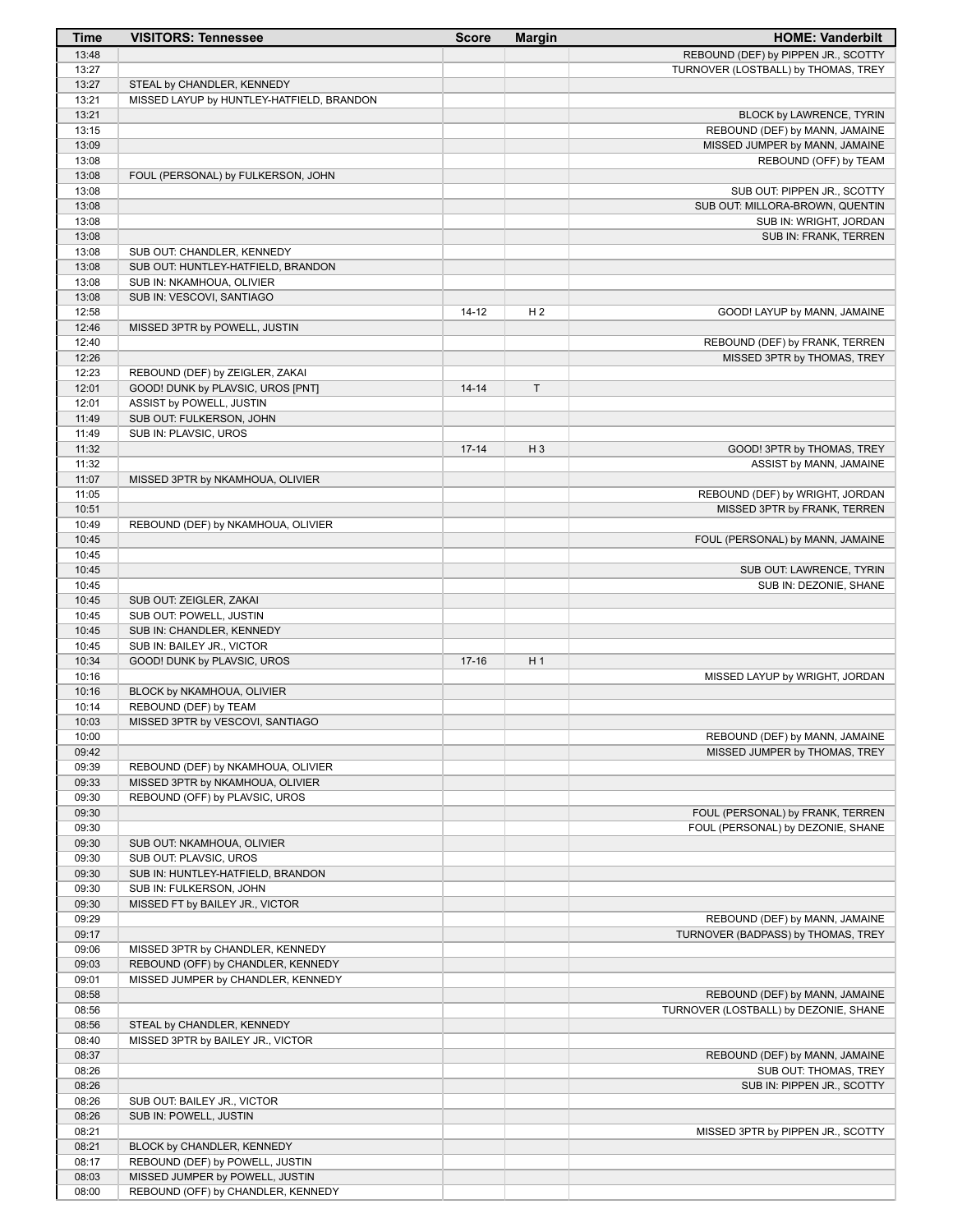| Time | VISITORS: Tennessee | Score | Margin | HOME: Vanderbilt |
|---|---|---|---|---|
| 13:48 | | | | REBOUND (DEF) by PIPPEN JR., SCOTTY |
| 13:27 | | | | TURNOVER (LOSTBALL) by THOMAS, TREY |
| 13:27 | STEAL by CHANDLER, KENNEDY | | | |
| 13:21 | MISSED LAYUP by HUNTLEY-HATFIELD, BRANDON | | | |
| 13:21 | | | | BLOCK by LAWRENCE, TYRIN |
| 13:15 | | | | REBOUND (DEF) by MANN, JAMAINE |
| 13:09 | | | | MISSED JUMPER by MANN, JAMAINE |
| 13:08 | | | | REBOUND (OFF) by TEAM |
| 13:08 | FOUL (PERSONAL) by FULKERSON, JOHN | | | |
| 13:08 | | | | SUB OUT: PIPPEN JR., SCOTTY |
| 13:08 | | | | SUB OUT: MILLORA-BROWN, QUENTIN |
| 13:08 | | | | SUB IN: WRIGHT, JORDAN |
| 13:08 | | | | SUB IN: FRANK, TERREN |
| 13:08 | SUB OUT: CHANDLER, KENNEDY | | | |
| 13:08 | SUB OUT: HUNTLEY-HATFIELD, BRANDON | | | |
| 13:08 | SUB IN: NKAMHOUA, OLIVIER | | | |
| 13:08 | SUB IN: VESCOVI, SANTIAGO | | | |
| 12:58 | | 14-12 | H 2 | GOOD! LAYUP by MANN, JAMAINE |
| 12:46 | MISSED 3PTR by POWELL, JUSTIN | | | |
| 12:40 | | | | REBOUND (DEF) by FRANK, TERREN |
| 12:26 | | | | MISSED 3PTR by THOMAS, TREY |
| 12:23 | REBOUND (DEF) by ZEIGLER, ZAKAI | | | |
| 12:01 | GOOD! DUNK by PLAVSIC, UROS [PNT] | 14-14 | T | |
| 12:01 | ASSIST by POWELL, JUSTIN | | | |
| 11:49 | SUB OUT: FULKERSON, JOHN | | | |
| 11:49 | SUB IN: PLAVSIC, UROS | | | |
| 11:32 | | 17-14 | H 3 | GOOD! 3PTR by THOMAS, TREY |
| 11:32 | | | | ASSIST by MANN, JAMAINE |
| 11:07 | MISSED 3PTR by NKAMHOUA, OLIVIER | | | |
| 11:05 | | | | REBOUND (DEF) by WRIGHT, JORDAN |
| 10:51 | | | | MISSED 3PTR by FRANK, TERREN |
| 10:49 | REBOUND (DEF) by NKAMHOUA, OLIVIER | | | |
| 10:45 | | | | FOUL (PERSONAL) by MANN, JAMAINE |
| 10:45 | | | | |
| 10:45 | | | | SUB OUT: LAWRENCE, TYRIN |
| 10:45 | | | | SUB IN: DEZONIE, SHANE |
| 10:45 | SUB OUT: ZEIGLER, ZAKAI | | | |
| 10:45 | SUB OUT: POWELL, JUSTIN | | | |
| 10:45 | SUB IN: CHANDLER, KENNEDY | | | |
| 10:45 | SUB IN: BAILEY JR., VICTOR | | | |
| 10:34 | GOOD! DUNK by PLAVSIC, UROS | 17-16 | H 1 | |
| 10:16 | | | | MISSED LAYUP by WRIGHT, JORDAN |
| 10:16 | BLOCK by NKAMHOUA, OLIVIER | | | |
| 10:14 | REBOUND (DEF) by TEAM | | | |
| 10:03 | MISSED 3PTR by VESCOVI, SANTIAGO | | | |
| 10:00 | | | | REBOUND (DEF) by MANN, JAMAINE |
| 09:42 | | | | MISSED JUMPER by THOMAS, TREY |
| 09:39 | REBOUND (DEF) by NKAMHOUA, OLIVIER | | | |
| 09:33 | MISSED 3PTR by NKAMHOUA, OLIVIER | | | |
| 09:30 | REBOUND (OFF) by PLAVSIC, UROS | | | |
| 09:30 | | | | FOUL (PERSONAL) by FRANK, TERREN |
| 09:30 | | | | FOUL (PERSONAL) by DEZONIE, SHANE |
| 09:30 | SUB OUT: NKAMHOUA, OLIVIER | | | |
| 09:30 | SUB OUT: PLAVSIC, UROS | | | |
| 09:30 | SUB IN: HUNTLEY-HATFIELD, BRANDON | | | |
| 09:30 | SUB IN: FULKERSON, JOHN | | | |
| 09:30 | MISSED FT by BAILEY JR., VICTOR | | | |
| 09:29 | | | | REBOUND (DEF) by MANN, JAMAINE |
| 09:17 | | | | TURNOVER (BADPASS) by THOMAS, TREY |
| 09:06 | MISSED 3PTR by CHANDLER, KENNEDY | | | |
| 09:03 | REBOUND (OFF) by CHANDLER, KENNEDY | | | |
| 09:01 | MISSED JUMPER by CHANDLER, KENNEDY | | | |
| 08:58 | | | | REBOUND (DEF) by MANN, JAMAINE |
| 08:56 | | | | TURNOVER (LOSTBALL) by DEZONIE, SHANE |
| 08:56 | STEAL by CHANDLER, KENNEDY | | | |
| 08:40 | MISSED 3PTR by BAILEY JR., VICTOR | | | |
| 08:37 | | | | REBOUND (DEF) by MANN, JAMAINE |
| 08:26 | | | | SUB OUT: THOMAS, TREY |
| 08:26 | | | | SUB IN: PIPPEN JR., SCOTTY |
| 08:26 | SUB OUT: BAILEY JR., VICTOR | | | |
| 08:26 | SUB IN: POWELL, JUSTIN | | | |
| 08:21 | | | | MISSED 3PTR by PIPPEN JR., SCOTTY |
| 08:21 | BLOCK by CHANDLER, KENNEDY | | | |
| 08:17 | REBOUND (DEF) by POWELL, JUSTIN | | | |
| 08:03 | MISSED JUMPER by POWELL, JUSTIN | | | |
| 08:00 | REBOUND (OFF) by CHANDLER, KENNEDY | | | |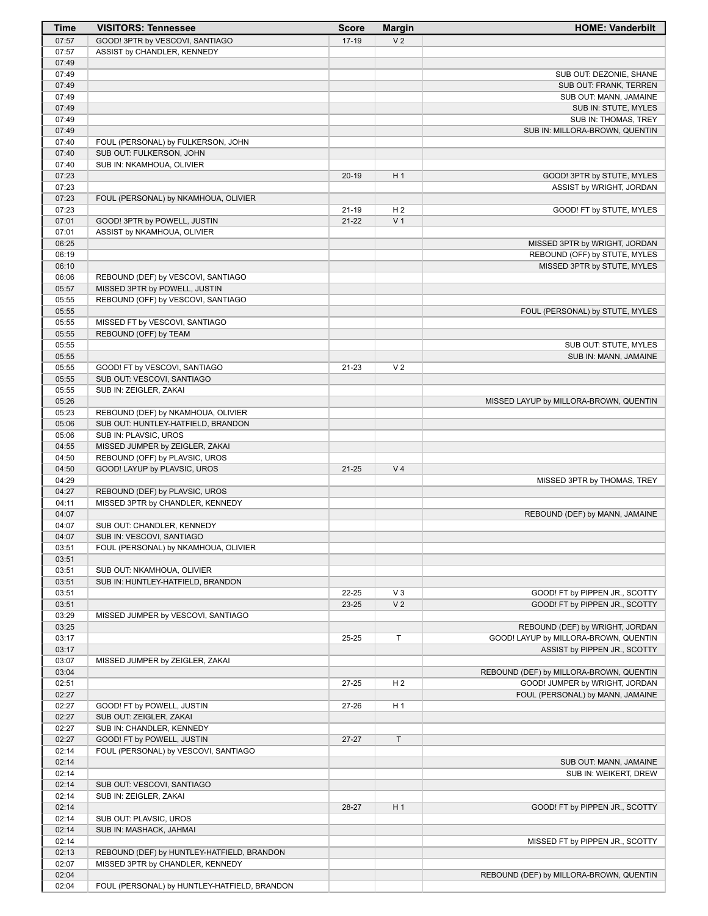| Time | VISITORS: Tennessee | Score | Margin | HOME: Vanderbilt |
|---|---|---|---|---|
| 07:57 | GOOD! 3PTR by VESCOVI, SANTIAGO | 17-19 | V 2 | |
| 07:57 | ASSIST by CHANDLER, KENNEDY | | | |
| 07:49 | | | | |
| 07:49 | | | | SUB OUT: DEZONIE, SHANE |
| 07:49 | | | | SUB OUT: FRANK, TERREN |
| 07:49 | | | | SUB OUT: MANN, JAMAINE |
| 07:49 | | | | SUB IN: STUTE, MYLES |
| 07:49 | | | | SUB IN: THOMAS, TREY |
| 07:49 | | | | SUB IN: MILLORA-BROWN, QUENTIN |
| 07:40 | FOUL (PERSONAL) by FULKERSON, JOHN | | | |
| 07:40 | SUB OUT: FULKERSON, JOHN | | | |
| 07:40 | SUB IN: NKAMHOUA, OLIVIER | | | |
| 07:23 | | 20-19 | H 1 | GOOD! 3PTR by STUTE, MYLES |
| 07:23 | | | | ASSIST by WRIGHT, JORDAN |
| 07:23 | FOUL (PERSONAL) by NKAMHOUA, OLIVIER | | | |
| 07:23 | | 21-19 | H 2 | GOOD! FT by STUTE, MYLES |
| 07:01 | GOOD! 3PTR by POWELL, JUSTIN | 21-22 | V 1 | |
| 07:01 | ASSIST by NKAMHOUA, OLIVIER | | | |
| 06:25 | | | | MISSED 3PTR by WRIGHT, JORDAN |
| 06:19 | | | | REBOUND (OFF) by STUTE, MYLES |
| 06:10 | | | | MISSED 3PTR by STUTE, MYLES |
| 06:06 | REBOUND (DEF) by VESCOVI, SANTIAGO | | | |
| 05:57 | MISSED 3PTR by POWELL, JUSTIN | | | |
| 05:55 | REBOUND (OFF) by VESCOVI, SANTIAGO | | | |
| 05:55 | | | | FOUL (PERSONAL) by STUTE, MYLES |
| 05:55 | MISSED FT by VESCOVI, SANTIAGO | | | |
| 05:55 | REBOUND (OFF) by TEAM | | | |
| 05:55 | | | | SUB OUT: STUTE, MYLES |
| 05:55 | | | | SUB IN: MANN, JAMAINE |
| 05:55 | GOOD! FT by VESCOVI, SANTIAGO | 21-23 | V 2 | |
| 05:55 | SUB OUT: VESCOVI, SANTIAGO | | | |
| 05:55 | SUB IN: ZEIGLER, ZAKAI | | | |
| 05:26 | | | | MISSED LAYUP by MILLORA-BROWN, QUENTIN |
| 05:23 | REBOUND (DEF) by NKAMHOUA, OLIVIER | | | |
| 05:06 | SUB OUT: HUNTLEY-HATFIELD, BRANDON | | | |
| 05:06 | SUB IN: PLAVSIC, UROS | | | |
| 04:55 | MISSED JUMPER by ZEIGLER, ZAKAI | | | |
| 04:50 | REBOUND (OFF) by PLAVSIC, UROS | | | |
| 04:50 | GOOD! LAYUP by PLAVSIC, UROS | 21-25 | V 4 | |
| 04:29 | | | | MISSED 3PTR by THOMAS, TREY |
| 04:27 | REBOUND (DEF) by PLAVSIC, UROS | | | |
| 04:11 | MISSED 3PTR by CHANDLER, KENNEDY | | | |
| 04:07 | | | | REBOUND (DEF) by MANN, JAMAINE |
| 04:07 | SUB OUT: CHANDLER, KENNEDY | | | |
| 04:07 | SUB IN: VESCOVI, SANTIAGO | | | |
| 03:51 | FOUL (PERSONAL) by NKAMHOUA, OLIVIER | | | |
| 03:51 | | | | |
| 03:51 | SUB OUT: NKAMHOUA, OLIVIER | | | |
| 03:51 | SUB IN: HUNTLEY-HATFIELD, BRANDON | | | |
| 03:51 | | 22-25 | V 3 | GOOD! FT by PIPPEN JR., SCOTTY |
| 03:51 | | 23-25 | V 2 | GOOD! FT by PIPPEN JR., SCOTTY |
| 03:29 | MISSED JUMPER by VESCOVI, SANTIAGO | | | |
| 03:25 | | | | REBOUND (DEF) by WRIGHT, JORDAN |
| 03:17 | | 25-25 | T | GOOD! LAYUP by MILLORA-BROWN, QUENTIN |
| 03:17 | | | | ASSIST by PIPPEN JR., SCOTTY |
| 03:07 | MISSED JUMPER by ZEIGLER, ZAKAI | | | |
| 03:04 | | | | REBOUND (DEF) by MILLORA-BROWN, QUENTIN |
| 02:51 | | 27-25 | H 2 | GOOD! JUMPER by WRIGHT, JORDAN |
| 02:27 | | | | FOUL (PERSONAL) by MANN, JAMAINE |
| 02:27 | GOOD! FT by POWELL, JUSTIN | 27-26 | H 1 | |
| 02:27 | SUB OUT: ZEIGLER, ZAKAI | | | |
| 02:27 | SUB IN: CHANDLER, KENNEDY | | | |
| 02:27 | GOOD! FT by POWELL, JUSTIN | 27-27 | T | |
| 02:14 | FOUL (PERSONAL) by VESCOVI, SANTIAGO | | | |
| 02:14 | | | | SUB OUT: MANN, JAMAINE |
| 02:14 | | | | SUB IN: WEIKERT, DREW |
| 02:14 | SUB OUT: VESCOVI, SANTIAGO | | | |
| 02:14 | SUB IN: ZEIGLER, ZAKAI | | | |
| 02:14 | | 28-27 | H 1 | GOOD! FT by PIPPEN JR., SCOTTY |
| 02:14 | SUB OUT: PLAVSIC, UROS | | | |
| 02:14 | SUB IN: MASHACK, JAHMAI | | | |
| 02:14 | | | | MISSED FT by PIPPEN JR., SCOTTY |
| 02:13 | REBOUND (DEF) by HUNTLEY-HATFIELD, BRANDON | | | |
| 02:07 | MISSED 3PTR by CHANDLER, KENNEDY | | | |
| 02:04 | | | | REBOUND (DEF) by MILLORA-BROWN, QUENTIN |
| 02:04 | FOUL (PERSONAL) by HUNTLEY-HATFIELD, BRANDON | | | |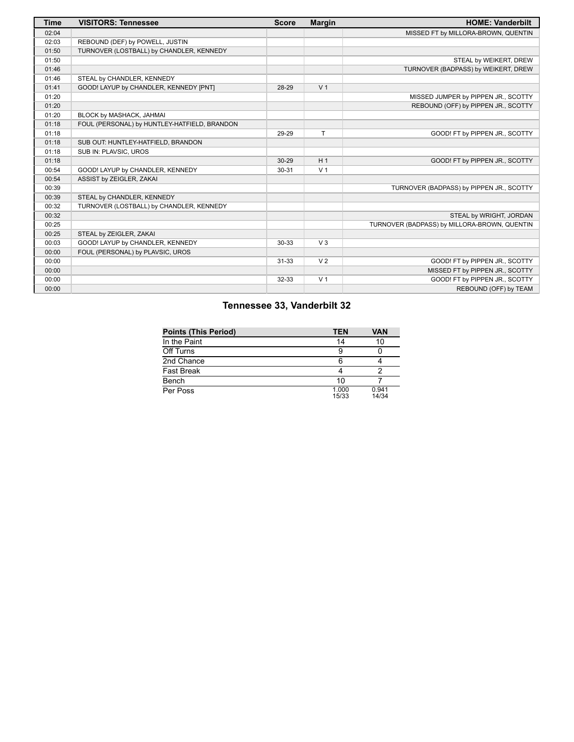| Time | VISITORS: Tennessee | Score | Margin | HOME: Vanderbilt |
| --- | --- | --- | --- | --- |
| 02:04 | | | | MISSED FT by MILLORA-BROWN, QUENTIN |
| 02:03 | REBOUND (DEF) by POWELL, JUSTIN | | | |
| 01:50 | TURNOVER (LOSTBALL) by CHANDLER, KENNEDY | | | |
| 01:50 | | | | STEAL by WEIKERT, DREW |
| 01:46 | | | | TURNOVER (BADPASS) by WEIKERT, DREW |
| 01:46 | STEAL by CHANDLER, KENNEDY | | | |
| 01:41 | GOOD! LAYUP by CHANDLER, KENNEDY [PNT] | 28-29 | V 1 | |
| 01:20 | | | | MISSED JUMPER by PIPPEN JR., SCOTTY |
| 01:20 | | | | REBOUND (OFF) by PIPPEN JR., SCOTTY |
| 01:20 | BLOCK by MASHACK, JAHMAI | | | |
| 01:18 | FOUL (PERSONAL) by HUNTLEY-HATFIELD, BRANDON | | | |
| 01:18 | | 29-29 | T | GOOD! FT by PIPPEN JR., SCOTTY |
| 01:18 | SUB OUT: HUNTLEY-HATFIELD, BRANDON | | | |
| 01:18 | SUB IN: PLAVSIC, UROS | | | |
| 01:18 | | 30-29 | H 1 | GOOD! FT by PIPPEN JR., SCOTTY |
| 00:54 | GOOD! LAYUP by CHANDLER, KENNEDY | 30-31 | V 1 | |
| 00:54 | ASSIST by ZEIGLER, ZAKAI | | | |
| 00:39 | | | | TURNOVER (BADPASS) by PIPPEN JR., SCOTTY |
| 00:39 | STEAL by CHANDLER, KENNEDY | | | |
| 00:32 | TURNOVER (LOSTBALL) by CHANDLER, KENNEDY | | | |
| 00:32 | | | | STEAL by WRIGHT, JORDAN |
| 00:25 | | | | TURNOVER (BADPASS) by MILLORA-BROWN, QUENTIN |
| 00:25 | STEAL by ZEIGLER, ZAKAI | | | |
| 00:03 | GOOD! LAYUP by CHANDLER, KENNEDY | 30-33 | V 3 | |
| 00:00 | FOUL (PERSONAL) by PLAVSIC, UROS | | | |
| 00:00 | | 31-33 | V 2 | GOOD! FT by PIPPEN JR., SCOTTY |
| 00:00 | | | | MISSED FT by PIPPEN JR., SCOTTY |
| 00:00 | | 32-33 | V 1 | GOOD! FT by PIPPEN JR., SCOTTY |
| 00:00 | | | | REBOUND (OFF) by TEAM |

## Tennessee 33, Vanderbilt 32

| Points (This Period) | TEN | VAN |
| --- | --- | --- |
| In the Paint | 14 | 10 |
| Off Turns | 9 | 0 |
| 2nd Chance | 6 | 4 |
| Fast Break | 4 | 2 |
| Bench | 10 | 7 |
| Per Poss | 1.000 15/33 | 0.941 14/34 |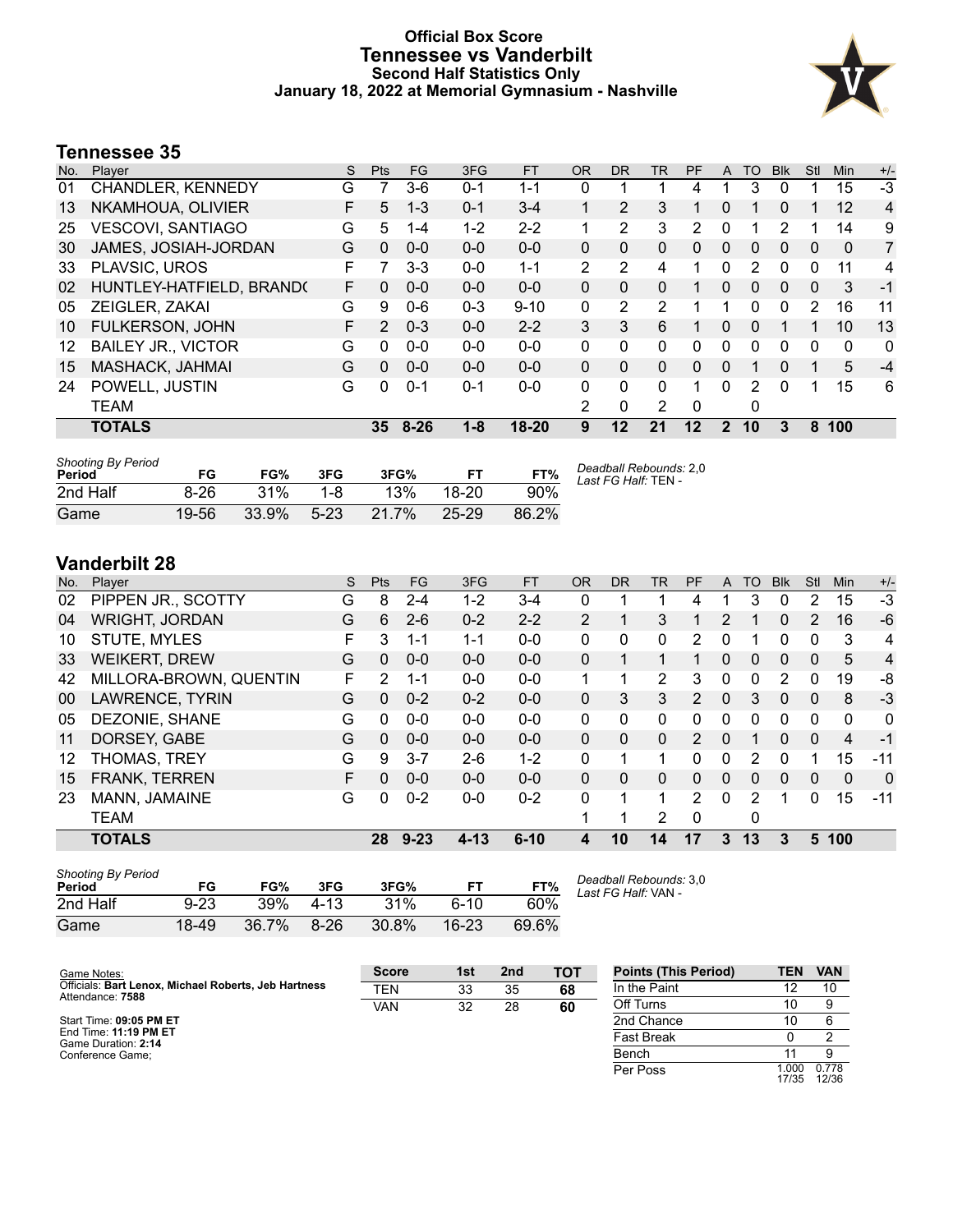# Official Box Score
## Tennessee vs Vanderbilt
### Second Half Statistics Only
### January 18, 2022 at Memorial Gymnasium - Nashville

## Tennessee 35

| No. | Player | S | Pts | FG | 3FG | FT | OR | DR | TR | PF | A | TO | Blk | Stl | Min | +/- |
|---|---|---|---|---|---|---|---|---|---|---|---|---|---|---|---|---|
| 01 | CHANDLER, KENNEDY | G | 7 | 3-6 | 0-1 | 1-1 | 0 | 1 | 1 | 4 | 1 | 3 | 0 | 1 | 15 | -3 |
| 13 | NKAMHOUA, OLIVIER | F | 5 | 1-3 | 0-1 | 3-4 | 1 | 2 | 3 | 1 | 0 | 1 | 0 | 1 | 12 | 4 |
| 25 | VESCOVI, SANTIAGO | G | 5 | 1-4 | 1-2 | 2-2 | 1 | 2 | 3 | 2 | 0 | 1 | 2 | 1 | 14 | 9 |
| 30 | JAMES, JOSIAH-JORDAN | G | 0 | 0-0 | 0-0 | 0-0 | 0 | 0 | 0 | 0 | 0 | 0 | 0 | 0 | 0 | 7 |
| 33 | PLAVSIC, UROS | F | 7 | 3-3 | 0-0 | 1-1 | 2 | 2 | 4 | 1 | 0 | 2 | 0 | 0 | 11 | 4 |
| 02 | HUNTLEY-HATFIELD, BRANDO | F | 0 | 0-0 | 0-0 | 0-0 | 0 | 0 | 0 | 1 | 0 | 0 | 0 | 0 | 3 | -1 |
| 05 | ZEIGLER, ZAKAI | G | 9 | 0-6 | 0-3 | 9-10 | 0 | 2 | 2 | 1 | 1 | 0 | 0 | 2 | 16 | 11 |
| 10 | FULKERSON, JOHN | F | 2 | 0-3 | 0-0 | 2-2 | 3 | 3 | 6 | 1 | 0 | 0 | 1 | 1 | 10 | 13 |
| 12 | BAILEY JR., VICTOR | G | 0 | 0-0 | 0-0 | 0-0 | 0 | 0 | 0 | 0 | 0 | 0 | 0 | 0 | 0 | 0 |
| 15 | MASHACK, JAHMAI | G | 0 | 0-0 | 0-0 | 0-0 | 0 | 0 | 0 | 0 | 0 | 1 | 0 | 1 | 5 | -4 |
| 24 | POWELL, JUSTIN | G | 0 | 0-1 | 0-1 | 0-0 | 0 | 0 | 0 | 1 | 0 | 2 | 0 | 1 | 15 | 6 |
| | TEAM | | | | | | 2 | 0 | 2 | 0 | | 0 | | | | |
| | **TOTALS** | | **35** | **8-26** | **1-8** | **18-20** | **9** | **12** | **21** | **12** | **2** | **10** | **3** | **8** | **100** | |

*Shooting By Period*

| Period | FG | FG% | 3FG | 3FG% | FT | FT% |
|---|---|---|---|---|---|---|
| 2nd Half | 8-26 | 31% | 1-8 | 13% | 18-20 | 90% |
| Game | 19-56 | 33.9% | 5-23 | 21.7% | 25-29 | 86.2% |

*Deadball Rebounds:* 2,0
*Last FG Half:* TEN -

## Vanderbilt 28

| No. | Player | S | Pts | FG | 3FG | FT | OR | DR | TR | PF | A | TO | Blk | Stl | Min | +/- |
|---|---|---|---|---|---|---|---|---|---|---|---|---|---|---|---|---|
| 02 | PIPPEN JR., SCOTTY | G | 8 | 2-4 | 1-2 | 3-4 | 0 | 1 | 1 | 4 | 1 | 3 | 0 | 2 | 15 | -3 |
| 04 | WRIGHT, JORDAN | G | 6 | 2-6 | 0-2 | 2-2 | 2 | 1 | 3 | 1 | 2 | 1 | 0 | 2 | 16 | -6 |
| 10 | STUTE, MYLES | F | 3 | 1-1 | 1-1 | 0-0 | 0 | 0 | 0 | 2 | 0 | 1 | 0 | 0 | 3 | 4 |
| 33 | WEIKERT, DREW | G | 0 | 0-0 | 0-0 | 0-0 | 0 | 1 | 1 | 1 | 0 | 0 | 0 | 0 | 5 | 4 |
| 42 | MILLORA-BROWN, QUENTIN | F | 2 | 1-1 | 0-0 | 0-0 | 1 | 1 | 2 | 3 | 0 | 0 | 2 | 0 | 19 | -8 |
| 00 | LAWRENCE, TYRIN | G | 0 | 0-2 | 0-2 | 0-0 | 0 | 3 | 3 | 2 | 0 | 3 | 0 | 0 | 8 | -3 |
| 05 | DEZONIE, SHANE | G | 0 | 0-0 | 0-0 | 0-0 | 0 | 0 | 0 | 0 | 0 | 0 | 0 | 0 | 0 | 0 |
| 11 | DORSEY, GABE | G | 0 | 0-0 | 0-0 | 0-0 | 0 | 0 | 0 | 2 | 0 | 1 | 0 | 0 | 4 | -1 |
| 12 | THOMAS, TREY | G | 9 | 3-7 | 2-6 | 1-2 | 0 | 1 | 1 | 0 | 0 | 2 | 0 | 1 | 15 | -11 |
| 15 | FRANK, TERREN | F | 0 | 0-0 | 0-0 | 0-0 | 0 | 0 | 0 | 0 | 0 | 0 | 0 | 0 | 0 | 0 |
| 23 | MANN, JAMAINE | G | 0 | 0-2 | 0-0 | 0-2 | 0 | 1 | 1 | 2 | 0 | 2 | 1 | 0 | 15 | -11 |
| | TEAM | | | | | | 1 | 1 | 2 | 0 | | 0 | | | | |
| | **TOTALS** | | **28** | **9-23** | **4-13** | **6-10** | **4** | **10** | **14** | **17** | **3** | **13** | **3** | **5** | **100** | |

*Shooting By Period*

| Period | FG | FG% | 3FG | 3FG% | FT | FT% |
|---|---|---|---|---|---|---|
| 2nd Half | 9-23 | 39% | 4-13 | 31% | 6-10 | 60% |
| Game | 18-49 | 36.7% | 8-26 | 30.8% | 16-23 | 69.6% |

*Deadball Rebounds:* 3,0
*Last FG Half:* VAN -

Game Notes:
Officials: **Bart Lenox, Michael Roberts, Jeb Hartness**
Attendance: **7588**

Start Time: **09:05 PM ET**
End Time: **11:19 PM ET**
Game Duration: **2:14**
Conference Game;

| Score | 1st | 2nd | TOT |
|---|---|---|---|
| TEN | 33 | 35 | **68** |
| VAN | 32 | 28 | **60** |

| Points (This Period) | TEN | VAN |
|---|---|---|
| In the Paint | 12 | 10 |
| Off Turns | 10 | 9 |
| 2nd Chance | 10 | 6 |
| Fast Break | 0 | 2 |
| Bench | 11 | 9 |
| Per Poss | 1.000 17/35 | 0.778 12/36 |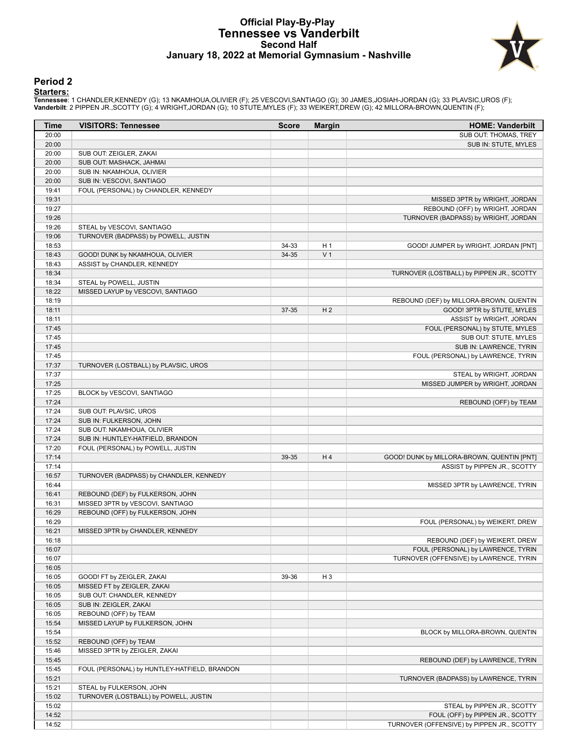# Official Play-By-Play
## Tennessee vs Vanderbilt
### Second Half
### January 18, 2022 at Memorial Gymnasium - Nashville

## Period 2

**Starters:**

**Tennessee**: 1 CHANDLER,KENNEDY (G); 13 NKAMHOUA,OLIVIER (F); 25 VESCOVI,SANTIAGO (G); 30 JAMES,JOSIAH-JORDAN (G); 33 PLAVSIC,UROS (F);
**Vanderbilt**: 2 PIPPEN JR.,SCOTTY (G); 4 WRIGHT,JORDAN (G); 10 STUTE,MYLES (F); 33 WEIKERT,DREW (G); 42 MILLORA-BROWN,QUENTIN (F);

| Time | VISITORS: Tennessee | Score | Margin | HOME: Vanderbilt |
|---|---|---|---|---|
| 20:00 | | | | SUB OUT: THOMAS, TREY |
| 20:00 | | | | SUB IN: STUTE, MYLES |
| 20:00 | SUB OUT: ZEIGLER, ZAKAI | | | |
| 20:00 | SUB OUT: MASHACK, JAHMAI | | | |
| 20:00 | SUB IN: NKAMHOUA, OLIVIER | | | |
| 20:00 | SUB IN: VESCOVI, SANTIAGO | | | |
| 19:41 | FOUL (PERSONAL) by CHANDLER, KENNEDY | | | |
| 19:31 | | | | MISSED 3PTR by WRIGHT, JORDAN |
| 19:27 | | | | REBOUND (OFF) by WRIGHT, JORDAN |
| 19:26 | | | | TURNOVER (BADPASS) by WRIGHT, JORDAN |
| 19:26 | STEAL by VESCOVI, SANTIAGO | | | |
| 19:06 | TURNOVER (BADPASS) by POWELL, JUSTIN | | | |
| 18:53 | | 34-33 | H 1 | GOOD! JUMPER by WRIGHT, JORDAN [PNT] |
| 18:43 | GOOD! DUNK by NKAMHOUA, OLIVIER | 34-35 | V 1 | |
| 18:43 | ASSIST by CHANDLER, KENNEDY | | | |
| 18:34 | | | | TURNOVER (LOSTBALL) by PIPPEN JR., SCOTTY |
| 18:34 | STEAL by POWELL, JUSTIN | | | |
| 18:22 | MISSED LAYUP by VESCOVI, SANTIAGO | | | |
| 18:19 | | | | REBOUND (DEF) by MILLORA-BROWN, QUENTIN |
| 18:11 | | 37-35 | H 2 | GOOD! 3PTR by STUTE, MYLES |
| 18:11 | | | | ASSIST by WRIGHT, JORDAN |
| 17:45 | | | | FOUL (PERSONAL) by STUTE, MYLES |
| 17:45 | | | | SUB OUT: STUTE, MYLES |
| 17:45 | | | | SUB IN: LAWRENCE, TYRIN |
| 17:45 | | | | FOUL (PERSONAL) by LAWRENCE, TYRIN |
| 17:37 | TURNOVER (LOSTBALL) by PLAVSIC, UROS | | | |
| 17:37 | | | | STEAL by WRIGHT, JORDAN |
| 17:25 | | | | MISSED JUMPER by WRIGHT, JORDAN |
| 17:25 | BLOCK by VESCOVI, SANTIAGO | | | |
| 17:24 | | | | REBOUND (OFF) by TEAM |
| 17:24 | SUB OUT: PLAVSIC, UROS | | | |
| 17:24 | SUB IN: FULKERSON, JOHN | | | |
| 17:24 | SUB OUT: NKAMHOUA, OLIVIER | | | |
| 17:24 | SUB IN: HUNTLEY-HATFIELD, BRANDON | | | |
| 17:20 | FOUL (PERSONAL) by POWELL, JUSTIN | | | |
| 17:14 | | 39-35 | H 4 | GOOD! DUNK by MILLORA-BROWN, QUENTIN [PNT] |
| 17:14 | | | | ASSIST by PIPPEN JR., SCOTTY |
| 16:57 | TURNOVER (BADPASS) by CHANDLER, KENNEDY | | | |
| 16:44 | | | | MISSED 3PTR by LAWRENCE, TYRIN |
| 16:41 | REBOUND (DEF) by FULKERSON, JOHN | | | |
| 16:31 | MISSED 3PTR by VESCOVI, SANTIAGO | | | |
| 16:29 | REBOUND (OFF) by FULKERSON, JOHN | | | |
| 16:29 | | | | FOUL (PERSONAL) by WEIKERT, DREW |
| 16:21 | MISSED 3PTR by CHANDLER, KENNEDY | | | |
| 16:18 | | | | REBOUND (DEF) by WEIKERT, DREW |
| 16:07 | | | | FOUL (PERSONAL) by LAWRENCE, TYRIN |
| 16:07 | | | | TURNOVER (OFFENSIVE) by LAWRENCE, TYRIN |
| 16:05 | | | | |
| 16:05 | GOOD! FT by ZEIGLER, ZAKAI | 39-36 | H 3 | |
| 16:05 | MISSED FT by ZEIGLER, ZAKAI | | | |
| 16:05 | SUB OUT: CHANDLER, KENNEDY | | | |
| 16:05 | SUB IN: ZEIGLER, ZAKAI | | | |
| 16:05 | REBOUND (OFF) by TEAM | | | |
| 15:54 | MISSED LAYUP by FULKERSON, JOHN | | | |
| 15:54 | | | | BLOCK by MILLORA-BROWN, QUENTIN |
| 15:52 | REBOUND (OFF) by TEAM | | | |
| 15:46 | MISSED 3PTR by ZEIGLER, ZAKAI | | | |
| 15:45 | | | | REBOUND (DEF) by LAWRENCE, TYRIN |
| 15:45 | FOUL (PERSONAL) by HUNTLEY-HATFIELD, BRANDON | | | |
| 15:21 | | | | TURNOVER (BADPASS) by LAWRENCE, TYRIN |
| 15:21 | STEAL by FULKERSON, JOHN | | | |
| 15:02 | TURNOVER (LOSTBALL) by POWELL, JUSTIN | | | |
| 15:02 | | | | STEAL by PIPPEN JR., SCOTTY |
| 14:52 | | | | FOUL (OFF) by PIPPEN JR., SCOTTY |
| 14:52 | | | | TURNOVER (OFFENSIVE) by PIPPEN JR., SCOTTY |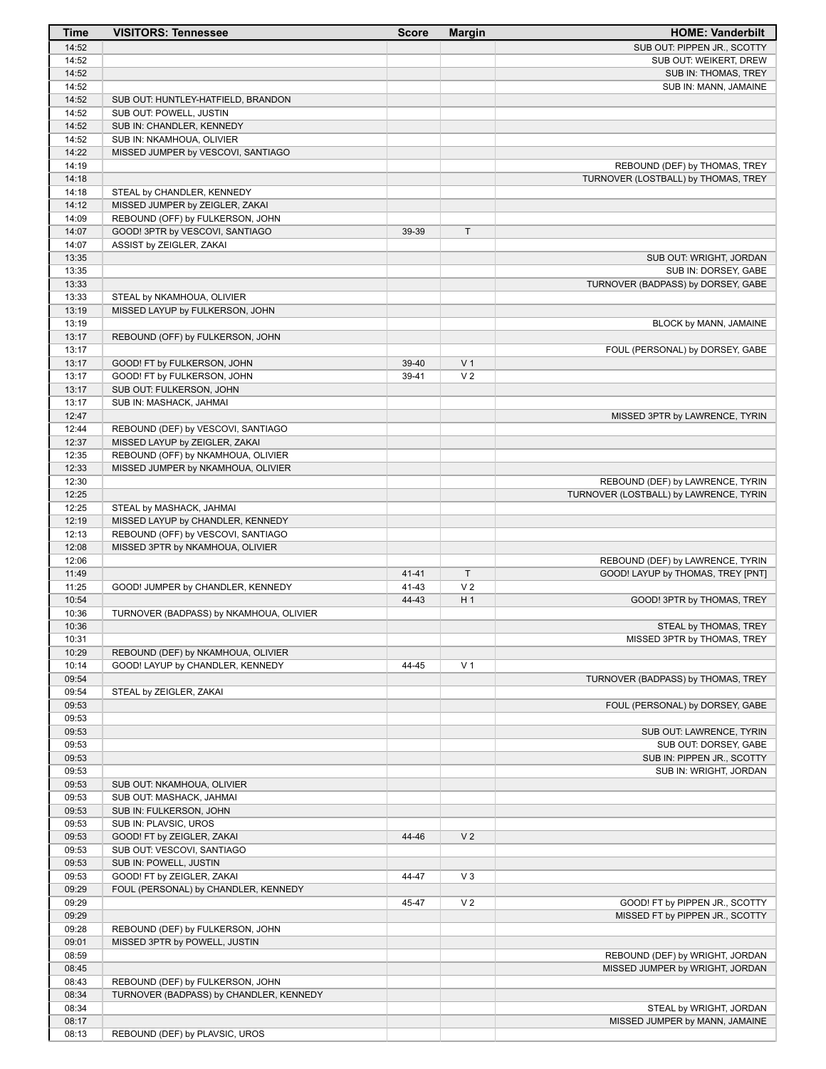| Time | VISITORS: Tennessee | Score | Margin | HOME: Vanderbilt |
|---|---|---|---|---|
| 14:52 | | | | SUB OUT: PIPPEN JR., SCOTTY |
| 14:52 | | | | SUB OUT: WEIKERT, DREW |
| 14:52 | | | | SUB IN: THOMAS, TREY |
| 14:52 | | | | SUB IN: MANN, JAMAINE |
| 14:52 | SUB OUT: HUNTLEY-HATFIELD, BRANDON | | | |
| 14:52 | SUB OUT: POWELL, JUSTIN | | | |
| 14:52 | SUB IN: CHANDLER, KENNEDY | | | |
| 14:52 | SUB IN: NKAMHOUA, OLIVIER | | | |
| 14:22 | MISSED JUMPER by VESCOVI, SANTIAGO | | | |
| 14:19 | | | | REBOUND (DEF) by THOMAS, TREY |
| 14:18 | | | | TURNOVER (LOSTBALL) by THOMAS, TREY |
| 14:18 | STEAL by CHANDLER, KENNEDY | | | |
| 14:12 | MISSED JUMPER by ZEIGLER, ZAKAI | | | |
| 14:09 | REBOUND (OFF) by FULKERSON, JOHN | | | |
| 14:07 | GOOD! 3PTR by VESCOVI, SANTIAGO | 39-39 | T | |
| 14:07 | ASSIST by ZEIGLER, ZAKAI | | | |
| 13:35 | | | | SUB OUT: WRIGHT, JORDAN |
| 13:35 | | | | SUB IN: DORSEY, GABE |
| 13:33 | | | | TURNOVER (BADPASS) by DORSEY, GABE |
| 13:33 | STEAL by NKAMHOUA, OLIVIER | | | |
| 13:19 | MISSED LAYUP by FULKERSON, JOHN | | | |
| 13:19 | | | | BLOCK by MANN, JAMAINE |
| 13:17 | REBOUND (OFF) by FULKERSON, JOHN | | | |
| 13:17 | | | | FOUL (PERSONAL) by DORSEY, GABE |
| 13:17 | GOOD! FT by FULKERSON, JOHN | 39-40 | V 1 | |
| 13:17 | GOOD! FT by FULKERSON, JOHN | 39-41 | V 2 | |
| 13:17 | SUB OUT: FULKERSON, JOHN | | | |
| 13:17 | SUB IN: MASHACK, JAHMAI | | | |
| 12:47 | | | | MISSED 3PTR by LAWRENCE, TYRIN |
| 12:44 | REBOUND (DEF) by VESCOVI, SANTIAGO | | | |
| 12:37 | MISSED LAYUP by ZEIGLER, ZAKAI | | | |
| 12:35 | REBOUND (OFF) by NKAMHOUA, OLIVIER | | | |
| 12:33 | MISSED JUMPER by NKAMHOUA, OLIVIER | | | |
| 12:30 | | | | REBOUND (DEF) by LAWRENCE, TYRIN |
| 12:25 | | | | TURNOVER (LOSTBALL) by LAWRENCE, TYRIN |
| 12:25 | STEAL by MASHACK, JAHMAI | | | |
| 12:19 | MISSED LAYUP by CHANDLER, KENNEDY | | | |
| 12:13 | REBOUND (OFF) by VESCOVI, SANTIAGO | | | |
| 12:08 | MISSED 3PTR by NKAMHOUA, OLIVIER | | | |
| 12:06 | | | | REBOUND (DEF) by LAWRENCE, TYRIN |
| 11:49 | | 41-41 | T | GOOD! LAYUP by THOMAS, TREY [PNT] |
| 11:25 | GOOD! JUMPER by CHANDLER, KENNEDY | 41-43 | V 2 | |
| 10:54 | | 44-43 | H 1 | GOOD! 3PTR by THOMAS, TREY |
| 10:36 | TURNOVER (BADPASS) by NKAMHOUA, OLIVIER | | | |
| 10:36 | | | | STEAL by THOMAS, TREY |
| 10:31 | | | | MISSED 3PTR by THOMAS, TREY |
| 10:29 | REBOUND (DEF) by NKAMHOUA, OLIVIER | | | |
| 10:14 | GOOD! LAYUP by CHANDLER, KENNEDY | 44-45 | V 1 | |
| 09:54 | | | | TURNOVER (BADPASS) by THOMAS, TREY |
| 09:54 | STEAL by ZEIGLER, ZAKAI | | | |
| 09:53 | | | | FOUL (PERSONAL) by DORSEY, GABE |
| 09:53 | | | | |
| 09:53 | | | | SUB OUT: LAWRENCE, TYRIN |
| 09:53 | | | | SUB OUT: DORSEY, GABE |
| 09:53 | | | | SUB IN: PIPPEN JR., SCOTTY |
| 09:53 | | | | SUB IN: WRIGHT, JORDAN |
| 09:53 | SUB OUT: NKAMHOUA, OLIVIER | | | |
| 09:53 | SUB OUT: MASHACK, JAHMAI | | | |
| 09:53 | SUB IN: FULKERSON, JOHN | | | |
| 09:53 | SUB IN: PLAVSIC, UROS | | | |
| 09:53 | GOOD! FT by ZEIGLER, ZAKAI | 44-46 | V 2 | |
| 09:53 | SUB OUT: VESCOVI, SANTIAGO | | | |
| 09:53 | SUB IN: POWELL, JUSTIN | | | |
| 09:53 | GOOD! FT by ZEIGLER, ZAKAI | 44-47 | V 3 | |
| 09:29 | FOUL (PERSONAL) by CHANDLER, KENNEDY | | | |
| 09:29 | | 45-47 | V 2 | GOOD! FT by PIPPEN JR., SCOTTY |
| 09:29 | | | | MISSED FT by PIPPEN JR., SCOTTY |
| 09:28 | REBOUND (DEF) by FULKERSON, JOHN | | | |
| 09:01 | MISSED 3PTR by POWELL, JUSTIN | | | |
| 08:59 | | | | REBOUND (DEF) by WRIGHT, JORDAN |
| 08:45 | | | | MISSED JUMPER by WRIGHT, JORDAN |
| 08:43 | REBOUND (DEF) by FULKERSON, JOHN | | | |
| 08:34 | TURNOVER (BADPASS) by CHANDLER, KENNEDY | | | |
| 08:34 | | | | STEAL by WRIGHT, JORDAN |
| 08:17 | | | | MISSED JUMPER by MANN, JAMAINE |
| 08:13 | REBOUND (DEF) by PLAVSIC, UROS | | | |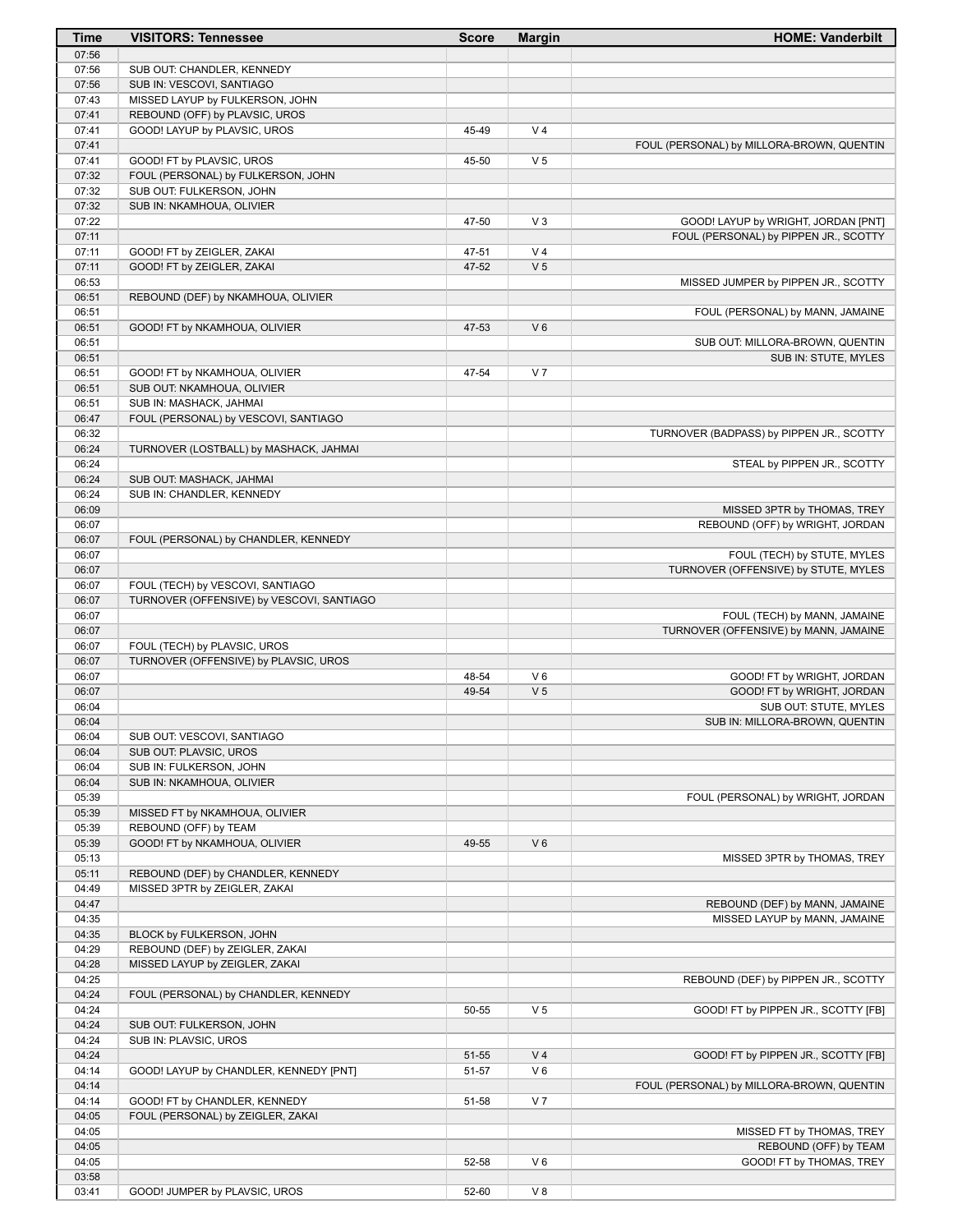| Time | VISITORS: Tennessee | Score | Margin | HOME: Vanderbilt |
| --- | --- | --- | --- | --- |
| 07:56 | | | | |
| 07:56 | SUB OUT: CHANDLER, KENNEDY | | | |
| 07:56 | SUB IN: VESCOVI, SANTIAGO | | | |
| 07:43 | MISSED LAYUP by FULKERSON, JOHN | | | |
| 07:41 | REBOUND (OFF) by PLAVSIC, UROS | | | |
| 07:41 | GOOD! LAYUP by PLAVSIC, UROS | 45-49 | V 4 | |
| 07:41 | | | | FOUL (PERSONAL) by MILLORA-BROWN, QUENTIN |
| 07:41 | GOOD! FT by PLAVSIC, UROS | 45-50 | V 5 | |
| 07:32 | FOUL (PERSONAL) by FULKERSON, JOHN | | | |
| 07:32 | SUB OUT: FULKERSON, JOHN | | | |
| 07:32 | SUB IN: NKAMHOUA, OLIVIER | | | |
| 07:22 | | 47-50 | V 3 | GOOD! LAYUP by WRIGHT, JORDAN [PNT] |
| 07:11 | | | | FOUL (PERSONAL) by PIPPEN JR., SCOTTY |
| 07:11 | GOOD! FT by ZEIGLER, ZAKAI | 47-51 | V 4 | |
| 07:11 | GOOD! FT by ZEIGLER, ZAKAI | 47-52 | V 5 | |
| 06:53 | | | | MISSED JUMPER by PIPPEN JR., SCOTTY |
| 06:51 | REBOUND (DEF) by NKAMHOUA, OLIVIER | | | |
| 06:51 | | | | FOUL (PERSONAL) by MANN, JAMAINE |
| 06:51 | GOOD! FT by NKAMHOUA, OLIVIER | 47-53 | V 6 | |
| 06:51 | | | | SUB OUT: MILLORA-BROWN, QUENTIN |
| 06:51 | | | | SUB IN: STUTE, MYLES |
| 06:51 | GOOD! FT by NKAMHOUA, OLIVIER | 47-54 | V 7 | |
| 06:51 | SUB OUT: NKAMHOUA, OLIVIER | | | |
| 06:51 | SUB IN: MASHACK, JAHMAI | | | |
| 06:47 | FOUL (PERSONAL) by VESCOVI, SANTIAGO | | | |
| 06:32 | | | | TURNOVER (BADPASS) by PIPPEN JR., SCOTTY |
| 06:24 | TURNOVER (LOSTBALL) by MASHACK, JAHMAI | | | |
| 06:24 | | | | STEAL by PIPPEN JR., SCOTTY |
| 06:24 | SUB OUT: MASHACK, JAHMAI | | | |
| 06:24 | SUB IN: CHANDLER, KENNEDY | | | |
| 06:09 | | | | MISSED 3PTR by THOMAS, TREY |
| 06:07 | | | | REBOUND (OFF) by WRIGHT, JORDAN |
| 06:07 | FOUL (PERSONAL) by CHANDLER, KENNEDY | | | |
| 06:07 | | | | FOUL (TECH) by STUTE, MYLES |
| 06:07 | | | | TURNOVER (OFFENSIVE) by STUTE, MYLES |
| 06:07 | FOUL (TECH) by VESCOVI, SANTIAGO | | | |
| 06:07 | TURNOVER (OFFENSIVE) by VESCOVI, SANTIAGO | | | |
| 06:07 | | | | FOUL (TECH) by MANN, JAMAINE |
| 06:07 | | | | TURNOVER (OFFENSIVE) by MANN, JAMAINE |
| 06:07 | FOUL (TECH) by PLAVSIC, UROS | | | |
| 06:07 | TURNOVER (OFFENSIVE) by PLAVSIC, UROS | | | |
| 06:07 | | 48-54 | V 6 | GOOD! FT by WRIGHT, JORDAN |
| 06:07 | | 49-54 | V 5 | GOOD! FT by WRIGHT, JORDAN |
| 06:04 | | | | SUB OUT: STUTE, MYLES |
| 06:04 | | | | SUB IN: MILLORA-BROWN, QUENTIN |
| 06:04 | SUB OUT: VESCOVI, SANTIAGO | | | |
| 06:04 | SUB OUT: PLAVSIC, UROS | | | |
| 06:04 | SUB IN: FULKERSON, JOHN | | | |
| 06:04 | SUB IN: NKAMHOUA, OLIVIER | | | |
| 05:39 | | | | FOUL (PERSONAL) by WRIGHT, JORDAN |
| 05:39 | MISSED FT by NKAMHOUA, OLIVIER | | | |
| 05:39 | REBOUND (OFF) by TEAM | | | |
| 05:39 | GOOD! FT by NKAMHOUA, OLIVIER | 49-55 | V 6 | |
| 05:13 | | | | MISSED 3PTR by THOMAS, TREY |
| 05:11 | REBOUND (DEF) by CHANDLER, KENNEDY | | | |
| 04:49 | MISSED 3PTR by ZEIGLER, ZAKAI | | | |
| 04:47 | | | | REBOUND (DEF) by MANN, JAMAINE |
| 04:35 | | | | MISSED LAYUP by MANN, JAMAINE |
| 04:35 | BLOCK by FULKERSON, JOHN | | | |
| 04:29 | REBOUND (DEF) by ZEIGLER, ZAKAI | | | |
| 04:28 | MISSED LAYUP by ZEIGLER, ZAKAI | | | |
| 04:25 | | | | REBOUND (DEF) by PIPPEN JR., SCOTTY |
| 04:24 | FOUL (PERSONAL) by CHANDLER, KENNEDY | | | |
| 04:24 | | 50-55 | V 5 | GOOD! FT by PIPPEN JR., SCOTTY [FB] |
| 04:24 | SUB OUT: FULKERSON, JOHN | | | |
| 04:24 | SUB IN: PLAVSIC, UROS | | | |
| 04:24 | | 51-55 | V 4 | GOOD! FT by PIPPEN JR., SCOTTY [FB] |
| 04:14 | GOOD! LAYUP by CHANDLER, KENNEDY [PNT] | 51-57 | V 6 | |
| 04:14 | | | | FOUL (PERSONAL) by MILLORA-BROWN, QUENTIN |
| 04:14 | GOOD! FT by CHANDLER, KENNEDY | 51-58 | V 7 | |
| 04:05 | FOUL (PERSONAL) by ZEIGLER, ZAKAI | | | |
| 04:05 | | | | MISSED FT by THOMAS, TREY |
| 04:05 | | | | REBOUND (OFF) by TEAM |
| 04:05 | | 52-58 | V 6 | GOOD! FT by THOMAS, TREY |
| 03:58 | | | | |
| 03:41 | GOOD! JUMPER by PLAVSIC, UROS | 52-60 | V 8 | |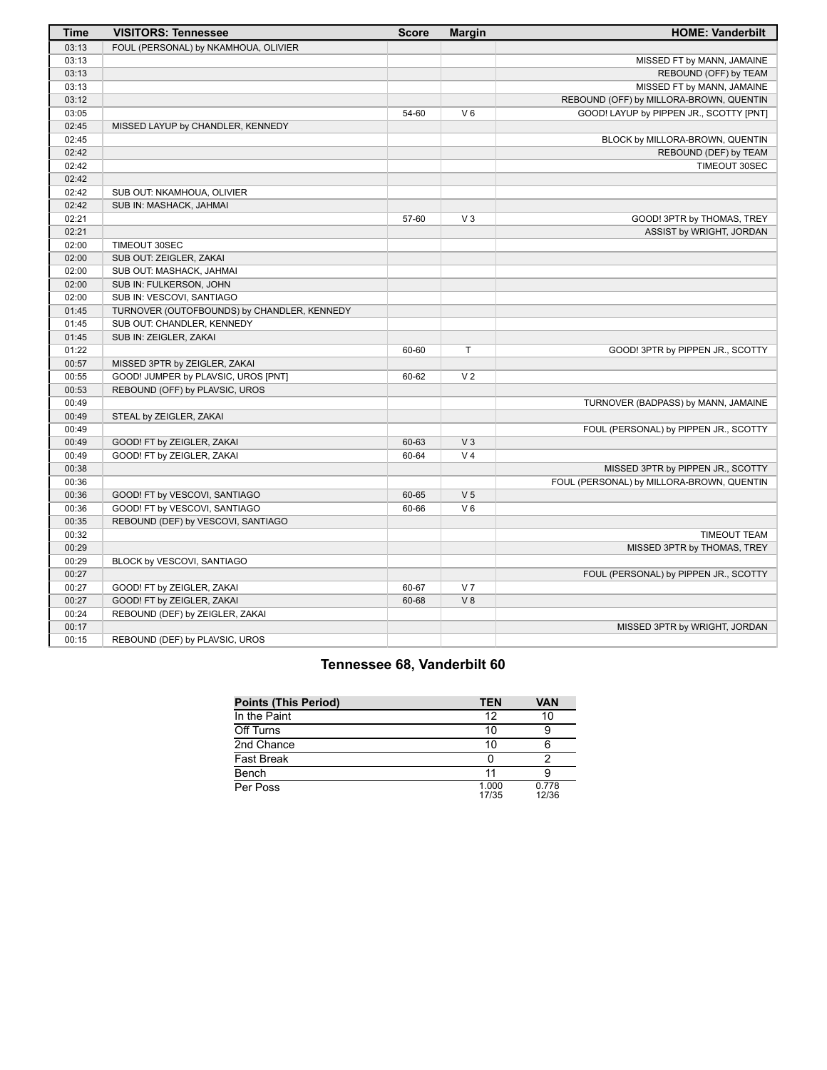| Time | VISITORS: Tennessee | Score | Margin | HOME: Vanderbilt |
|---|---|---|---|---|
| 03:13 | FOUL (PERSONAL) by NKAMHOUA, OLIVIER | | | |
| 03:13 | | | | MISSED FT by MANN, JAMAINE |
| 03:13 | | | | REBOUND (OFF) by TEAM |
| 03:13 | | | | MISSED FT by MANN, JAMAINE |
| 03:12 | | | | REBOUND (OFF) by MILLORA-BROWN, QUENTIN |
| 03:05 | | 54-60 | V 6 | GOOD! LAYUP by PIPPEN JR., SCOTTY [PNT] |
| 02:45 | MISSED LAYUP by CHANDLER, KENNEDY | | | |
| 02:45 | | | | BLOCK by MILLORA-BROWN, QUENTIN |
| 02:42 | | | | REBOUND (DEF) by TEAM |
| 02:42 | | | | TIMEOUT 30SEC |
| 02:42 | | | | |
| 02:42 | SUB OUT: NKAMHOUA, OLIVIER | | | |
| 02:42 | SUB IN: MASHACK, JAHMAI | | | |
| 02:21 | | 57-60 | V 3 | GOOD! 3PTR by THOMAS, TREY |
| 02:21 | | | | ASSIST by WRIGHT, JORDAN |
| 02:00 | TIMEOUT 30SEC | | | |
| 02:00 | SUB OUT: ZEIGLER, ZAKAI | | | |
| 02:00 | SUB OUT: MASHACK, JAHMAI | | | |
| 02:00 | SUB IN: FULKERSON, JOHN | | | |
| 02:00 | SUB IN: VESCOVI, SANTIAGO | | | |
| 01:45 | TURNOVER (OUTOFBOUNDS) by CHANDLER, KENNEDY | | | |
| 01:45 | SUB OUT: CHANDLER, KENNEDY | | | |
| 01:45 | SUB IN: ZEIGLER, ZAKAI | | | |
| 01:22 | | 60-60 | T | GOOD! 3PTR by PIPPEN JR., SCOTTY |
| 00:57 | MISSED 3PTR by ZEIGLER, ZAKAI | | | |
| 00:55 | GOOD! JUMPER by PLAVSIC, UROS [PNT] | 60-62 | V 2 | |
| 00:53 | REBOUND (OFF) by PLAVSIC, UROS | | | |
| 00:49 | | | | TURNOVER (BADPASS) by MANN, JAMAINE |
| 00:49 | STEAL by ZEIGLER, ZAKAI | | | |
| 00:49 | | | | FOUL (PERSONAL) by PIPPEN JR., SCOTTY |
| 00:49 | GOOD! FT by ZEIGLER, ZAKAI | 60-63 | V 3 | |
| 00:49 | GOOD! FT by ZEIGLER, ZAKAI | 60-64 | V 4 | |
| 00:38 | | | | MISSED 3PTR by PIPPEN JR., SCOTTY |
| 00:36 | | | | FOUL (PERSONAL) by MILLORA-BROWN, QUENTIN |
| 00:36 | GOOD! FT by VESCOVI, SANTIAGO | 60-65 | V 5 | |
| 00:36 | GOOD! FT by VESCOVI, SANTIAGO | 60-66 | V 6 | |
| 00:35 | REBOUND (DEF) by VESCOVI, SANTIAGO | | | |
| 00:32 | | | | TIMEOUT TEAM |
| 00:29 | | | | MISSED 3PTR by THOMAS, TREY |
| 00:29 | BLOCK by VESCOVI, SANTIAGO | | | |
| 00:27 | | | | FOUL (PERSONAL) by PIPPEN JR., SCOTTY |
| 00:27 | GOOD! FT by ZEIGLER, ZAKAI | 60-67 | V 7 | |
| 00:27 | GOOD! FT by ZEIGLER, ZAKAI | 60-68 | V 8 | |
| 00:24 | REBOUND (DEF) by ZEIGLER, ZAKAI | | | |
| 00:17 | | | | MISSED 3PTR by WRIGHT, JORDAN |
| 00:15 | REBOUND (DEF) by PLAVSIC, UROS | | | |

## Tennessee 68, Vanderbilt 60

| Points (This Period) | TEN | VAN |
|---|---|---|
| In the Paint | 12 | 10 |
| Off Turns | 10 | 9 |
| 2nd Chance | 10 | 6 |
| Fast Break | 0 | 2 |
| Bench | 11 | 9 |
| Per Poss | 1.000 17/35 | 0.778 12/36 |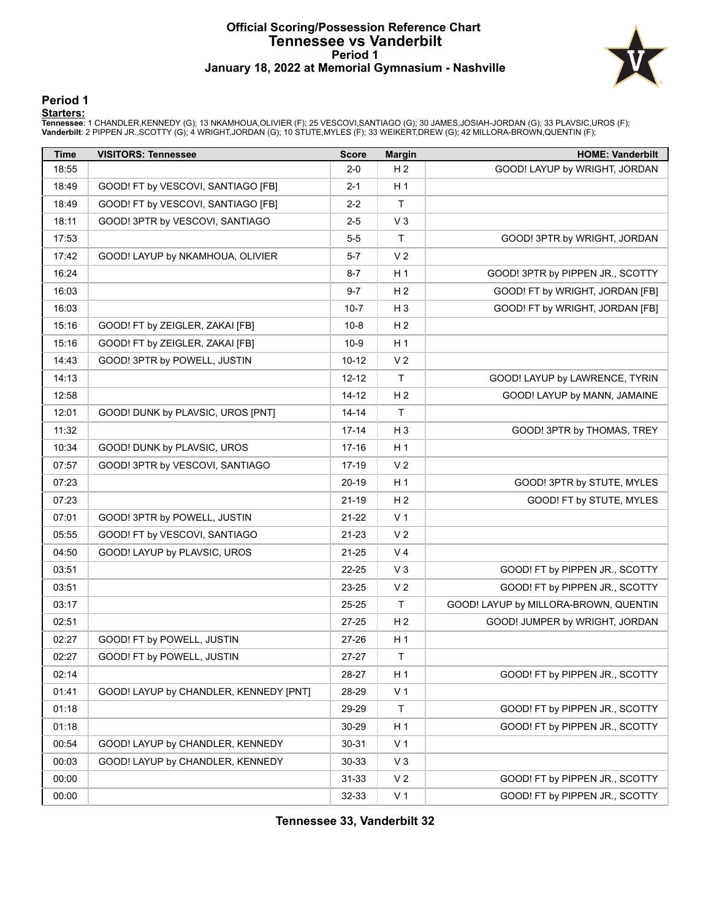# Official Scoring/Possession Reference Chart
# Tennessee vs Vanderbilt
# Period 1
# January 18, 2022 at Memorial Gymnasium - Nashville

## Period 1

**Starters:**

**Tennessee**: 1 CHANDLER,KENNEDY (G); 13 NKAMHOUA,OLIVIER (F); 25 VESCOVI,SANTIAGO (G); 30 JAMES,JOSIAH-JORDAN (G); 33 PLAVSIC,UROS (F);
**Vanderbilt**: 2 PIPPEN JR.,SCOTTY (G); 4 WRIGHT,JORDAN (G); 10 STUTE,MYLES (F); 33 WEIKERT,DREW (G); 42 MILLORA-BROWN,QUENTIN (F);

| Time | VISITORS: Tennessee | Score | Margin | HOME: Vanderbilt |
|---|---|---|---|---|
| 18:55 | | 2-0 | H 2 | GOOD! LAYUP by WRIGHT, JORDAN |
| 18:49 | GOOD! FT by VESCOVI, SANTIAGO [FB] | 2-1 | H 1 | |
| 18:49 | GOOD! FT by VESCOVI, SANTIAGO [FB] | 2-2 | T | |
| 18:11 | GOOD! 3PTR by VESCOVI, SANTIAGO | 2-5 | V 3 | |
| 17:53 | | 5-5 | T | GOOD! 3PTR by WRIGHT, JORDAN |
| 17:42 | GOOD! LAYUP by NKAMHOUA, OLIVIER | 5-7 | V 2 | |
| 16:24 | | 8-7 | H 1 | GOOD! 3PTR by PIPPEN JR., SCOTTY |
| 16:03 | | 9-7 | H 2 | GOOD! FT by WRIGHT, JORDAN [FB] |
| 16:03 | | 10-7 | H 3 | GOOD! FT by WRIGHT, JORDAN [FB] |
| 15:16 | GOOD! FT by ZEIGLER, ZAKAI [FB] | 10-8 | H 2 | |
| 15:16 | GOOD! FT by ZEIGLER, ZAKAI [FB] | 10-9 | H 1 | |
| 14:43 | GOOD! 3PTR by POWELL, JUSTIN | 10-12 | V 2 | |
| 14:13 | | 12-12 | T | GOOD! LAYUP by LAWRENCE, TYRIN |
| 12:58 | | 14-12 | H 2 | GOOD! LAYUP by MANN, JAMAINE |
| 12:01 | GOOD! DUNK by PLAVSIC, UROS [PNT] | 14-14 | T | |
| 11:32 | | 17-14 | H 3 | GOOD! 3PTR by THOMAS, TREY |
| 10:34 | GOOD! DUNK by PLAVSIC, UROS | 17-16 | H 1 | |
| 07:57 | GOOD! 3PTR by VESCOVI, SANTIAGO | 17-19 | V 2 | |
| 07:23 | | 20-19 | H 1 | GOOD! 3PTR by STUTE, MYLES |
| 07:23 | | 21-19 | H 2 | GOOD! FT by STUTE, MYLES |
| 07:01 | GOOD! 3PTR by POWELL, JUSTIN | 21-22 | V 1 | |
| 05:55 | GOOD! FT by VESCOVI, SANTIAGO | 21-23 | V 2 | |
| 04:50 | GOOD! LAYUP by PLAVSIC, UROS | 21-25 | V 4 | |
| 03:51 | | 22-25 | V 3 | GOOD! FT by PIPPEN JR., SCOTTY |
| 03:51 | | 23-25 | V 2 | GOOD! FT by PIPPEN JR., SCOTTY |
| 03:17 | | 25-25 | T | GOOD! LAYUP by MILLORA-BROWN, QUENTIN |
| 02:51 | | 27-25 | H 2 | GOOD! JUMPER by WRIGHT, JORDAN |
| 02:27 | GOOD! FT by POWELL, JUSTIN | 27-26 | H 1 | |
| 02:27 | GOOD! FT by POWELL, JUSTIN | 27-27 | T | |
| 02:14 | | 28-27 | H 1 | GOOD! FT by PIPPEN JR., SCOTTY |
| 01:41 | GOOD! LAYUP by CHANDLER, KENNEDY [PNT] | 28-29 | V 1 | |
| 01:18 | | 29-29 | T | GOOD! FT by PIPPEN JR., SCOTTY |
| 01:18 | | 30-29 | H 1 | GOOD! FT by PIPPEN JR., SCOTTY |
| 00:54 | GOOD! LAYUP by CHANDLER, KENNEDY | 30-31 | V 1 | |
| 00:03 | GOOD! LAYUP by CHANDLER, KENNEDY | 30-33 | V 3 | |
| 00:00 | | 31-33 | V 2 | GOOD! FT by PIPPEN JR., SCOTTY |
| 00:00 | | 32-33 | V 1 | GOOD! FT by PIPPEN JR., SCOTTY |

**Tennessee 33, Vanderbilt 32**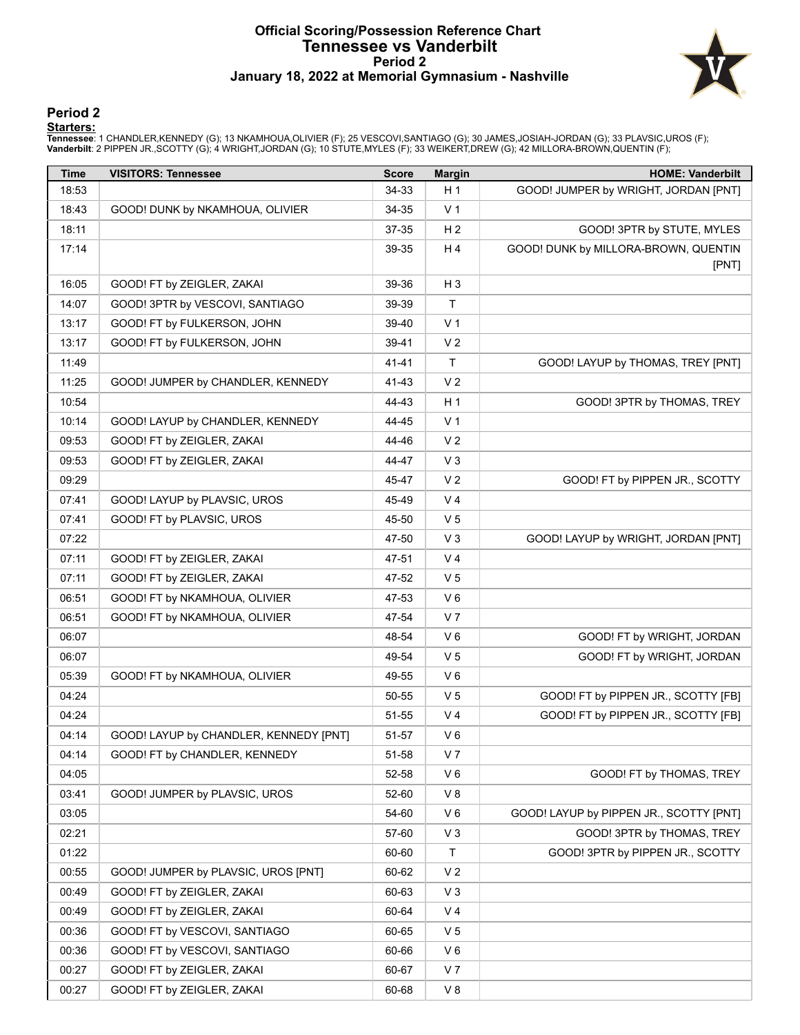# Official Scoring/Possession Reference Chart
# Tennessee vs Vanderbilt
## Period 2
## January 18, 2022 at Memorial Gymnasium - Nashville

### Period 2

**Starters:**

**Tennessee**: 1 CHANDLER,KENNEDY (G); 13 NKAMHOUA,OLIVIER (F); 25 VESCOVI,SANTIAGO (G); 30 JAMES,JOSIAH-JORDAN (G); 33 PLAVSIC,UROS (F);
**Vanderbilt**: 2 PIPPEN JR.,SCOTTY (G); 4 WRIGHT,JORDAN (G); 10 STUTE,MYLES (F); 33 WEIKERT,DREW (G); 42 MILLORA-BROWN,QUENTIN (F);

| Time | VISITORS: Tennessee | Score | Margin | HOME: Vanderbilt |
|---|---|---|---|---|
| 18:53 | | 34-33 | H 1 | GOOD! JUMPER by WRIGHT, JORDAN [PNT] |
| 18:43 | GOOD! DUNK by NKAMHOUA, OLIVIER | 34-35 | V 1 | |
| 18:11 | | 37-35 | H 2 | GOOD! 3PTR by STUTE, MYLES |
| 17:14 | | 39-35 | H 4 | GOOD! DUNK by MILLORA-BROWN, QUENTIN [PNT] |
| 16:05 | GOOD! FT by ZEIGLER, ZAKAI | 39-36 | H 3 | |
| 14:07 | GOOD! 3PTR by VESCOVI, SANTIAGO | 39-39 | T | |
| 13:17 | GOOD! FT by FULKERSON, JOHN | 39-40 | V 1 | |
| 13:17 | GOOD! FT by FULKERSON, JOHN | 39-41 | V 2 | |
| 11:49 | | 41-41 | T | GOOD! LAYUP by THOMAS, TREY [PNT] |
| 11:25 | GOOD! JUMPER by CHANDLER, KENNEDY | 41-43 | V 2 | |
| 10:54 | | 44-43 | H 1 | GOOD! 3PTR by THOMAS, TREY |
| 10:14 | GOOD! LAYUP by CHANDLER, KENNEDY | 44-45 | V 1 | |
| 09:53 | GOOD! FT by ZEIGLER, ZAKAI | 44-46 | V 2 | |
| 09:53 | GOOD! FT by ZEIGLER, ZAKAI | 44-47 | V 3 | |
| 09:29 | | 45-47 | V 2 | GOOD! FT by PIPPEN JR., SCOTTY |
| 07:41 | GOOD! LAYUP by PLAVSIC, UROS | 45-49 | V 4 | |
| 07:41 | GOOD! FT by PLAVSIC, UROS | 45-50 | V 5 | |
| 07:22 | | 47-50 | V 3 | GOOD! LAYUP by WRIGHT, JORDAN [PNT] |
| 07:11 | GOOD! FT by ZEIGLER, ZAKAI | 47-51 | V 4 | |
| 07:11 | GOOD! FT by ZEIGLER, ZAKAI | 47-52 | V 5 | |
| 06:51 | GOOD! FT by NKAMHOUA, OLIVIER | 47-53 | V 6 | |
| 06:51 | GOOD! FT by NKAMHOUA, OLIVIER | 47-54 | V 7 | |
| 06:07 | | 48-54 | V 6 | GOOD! FT by WRIGHT, JORDAN |
| 06:07 | | 49-54 | V 5 | GOOD! FT by WRIGHT, JORDAN |
| 05:39 | GOOD! FT by NKAMHOUA, OLIVIER | 49-55 | V 6 | |
| 04:24 | | 50-55 | V 5 | GOOD! FT by PIPPEN JR., SCOTTY [FB] |
| 04:24 | | 51-55 | V 4 | GOOD! FT by PIPPEN JR., SCOTTY [FB] |
| 04:14 | GOOD! LAYUP by CHANDLER, KENNEDY [PNT] | 51-57 | V 6 | |
| 04:14 | GOOD! FT by CHANDLER, KENNEDY | 51-58 | V 7 | |
| 04:05 | | 52-58 | V 6 | GOOD! FT by THOMAS, TREY |
| 03:41 | GOOD! JUMPER by PLAVSIC, UROS | 52-60 | V 8 | |
| 03:05 | | 54-60 | V 6 | GOOD! LAYUP by PIPPEN JR., SCOTTY [PNT] |
| 02:21 | | 57-60 | V 3 | GOOD! 3PTR by THOMAS, TREY |
| 01:22 | | 60-60 | T | GOOD! 3PTR by PIPPEN JR., SCOTTY |
| 00:55 | GOOD! JUMPER by PLAVSIC, UROS [PNT] | 60-62 | V 2 | |
| 00:49 | GOOD! FT by ZEIGLER, ZAKAI | 60-63 | V 3 | |
| 00:49 | GOOD! FT by ZEIGLER, ZAKAI | 60-64 | V 4 | |
| 00:36 | GOOD! FT by VESCOVI, SANTIAGO | 60-65 | V 5 | |
| 00:36 | GOOD! FT by VESCOVI, SANTIAGO | 60-66 | V 6 | |
| 00:27 | GOOD! FT by ZEIGLER, ZAKAI | 60-67 | V 7 | |
| 00:27 | GOOD! FT by ZEIGLER, ZAKAI | 60-68 | V 8 | |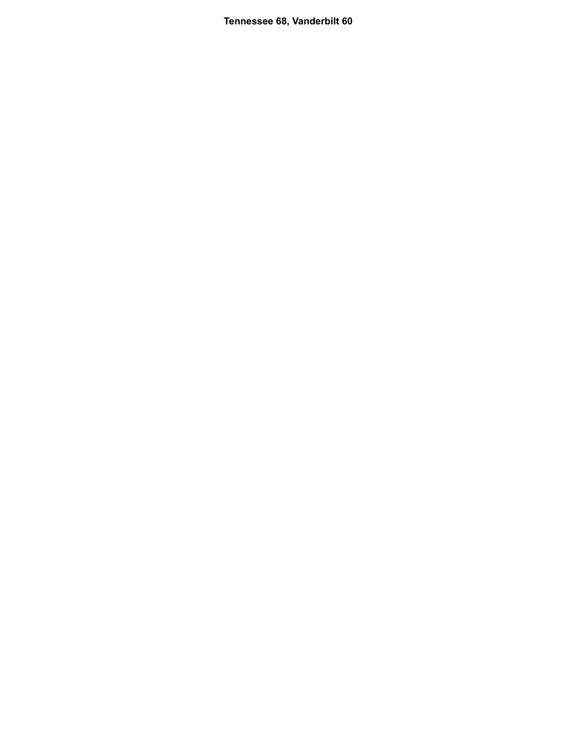**Tennessee 68, Vanderbilt 60**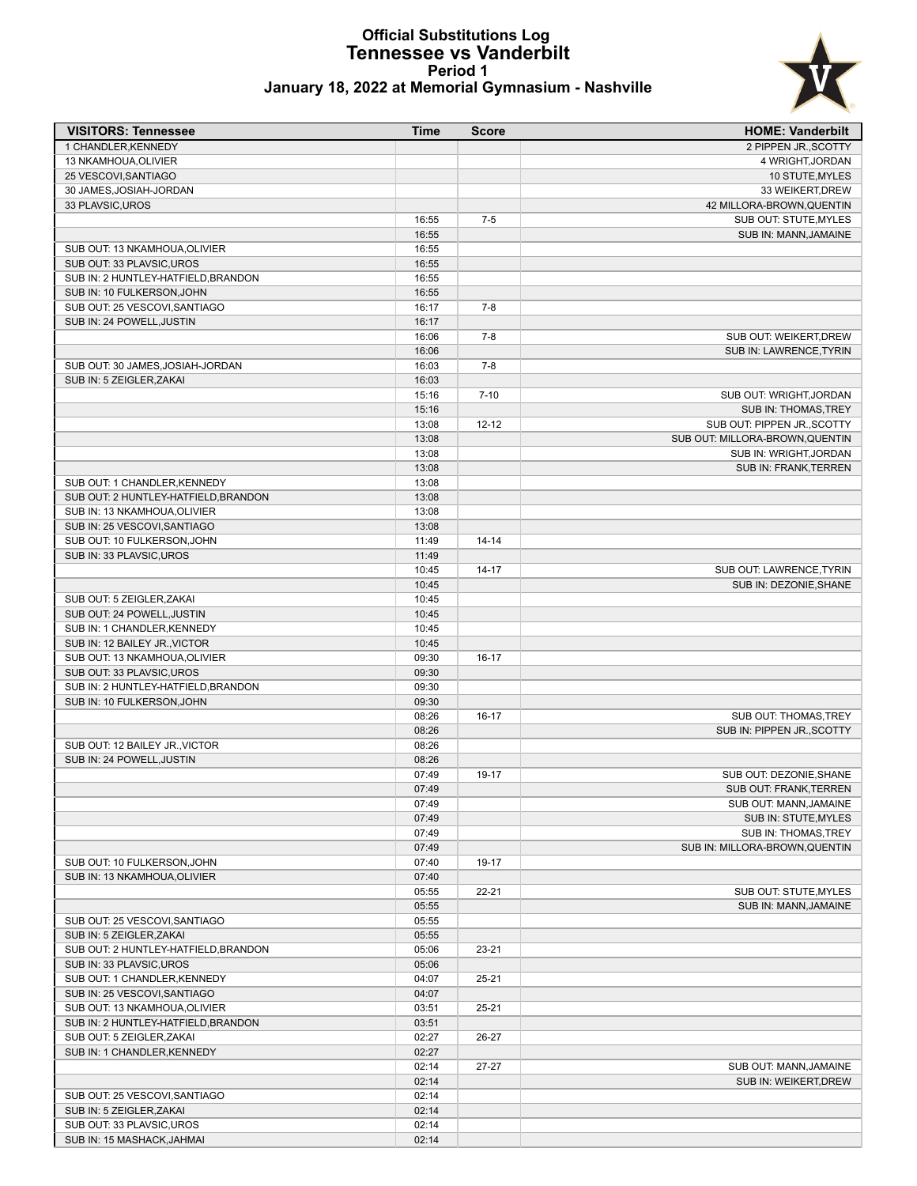# Official Substitutions Log
## Tennessee vs Vanderbilt
### Period 1
### January 18, 2022 at Memorial Gymnasium - Nashville

| VISITORS: Tennessee | Time | Score | HOME: Vanderbilt |
|---|---|---|---|
| 1 CHANDLER,KENNEDY | | | 2 PIPPEN JR.,SCOTTY |
| 13 NKAMHOUA,OLIVIER | | | 4 WRIGHT,JORDAN |
| 25 VESCOVI,SANTIAGO | | | 10 STUTE,MYLES |
| 30 JAMES,JOSIAH-JORDAN | | | 33 WEIKERT,DREW |
| 33 PLAVSIC,UROS | | | 42 MILLORA-BROWN,QUENTIN |
| | 16:55 | 7-5 | SUB OUT: STUTE,MYLES |
| | 16:55 | | SUB IN: MANN,JAMAINE |
| SUB OUT: 13 NKAMHOUA,OLIVIER | 16:55 | | |
| SUB OUT: 33 PLAVSIC,UROS | 16:55 | | |
| SUB IN: 2 HUNTLEY-HATFIELD,BRANDON | 16:55 | | |
| SUB IN: 10 FULKERSON,JOHN | 16:55 | | |
| SUB OUT: 25 VESCOVI,SANTIAGO | 16:17 | 7-8 | |
| SUB IN: 24 POWELL,JUSTIN | 16:17 | | |
| | 16:06 | 7-8 | SUB OUT: WEIKERT,DREW |
| | 16:06 | | SUB IN: LAWRENCE,TYRIN |
| SUB OUT: 30 JAMES,JOSIAH-JORDAN | 16:03 | 7-8 | |
| SUB IN: 5 ZEIGLER,ZAKAI | 16:03 | | |
| | 15:16 | 7-10 | SUB OUT: WRIGHT,JORDAN |
| | 15:16 | | SUB IN: THOMAS,TREY |
| | 13:08 | 12-12 | SUB OUT: PIPPEN JR.,SCOTTY |
| | 13:08 | | SUB OUT: MILLORA-BROWN,QUENTIN |
| | 13:08 | | SUB IN: WRIGHT,JORDAN |
| | 13:08 | | SUB IN: FRANK,TERREN |
| SUB OUT: 1 CHANDLER,KENNEDY | 13:08 | | |
| SUB OUT: 2 HUNTLEY-HATFIELD,BRANDON | 13:08 | | |
| SUB IN: 13 NKAMHOUA,OLIVIER | 13:08 | | |
| SUB IN: 25 VESCOVI,SANTIAGO | 13:08 | | |
| SUB OUT: 10 FULKERSON,JOHN | 11:49 | 14-14 | |
| SUB IN: 33 PLAVSIC,UROS | 11:49 | | |
| | 10:45 | 14-17 | SUB OUT: LAWRENCE,TYRIN |
| | 10:45 | | SUB IN: DEZONIE,SHANE |
| SUB OUT: 5 ZEIGLER,ZAKAI | 10:45 | | |
| SUB OUT: 24 POWELL,JUSTIN | 10:45 | | |
| SUB IN: 1 CHANDLER,KENNEDY | 10:45 | | |
| SUB IN: 12 BAILEY JR.,VICTOR | 10:45 | | |
| SUB OUT: 13 NKAMHOUA,OLIVIER | 09:30 | 16-17 | |
| SUB OUT: 33 PLAVSIC,UROS | 09:30 | | |
| SUB IN: 2 HUNTLEY-HATFIELD,BRANDON | 09:30 | | |
| SUB IN: 10 FULKERSON,JOHN | 09:30 | | |
| | 08:26 | 16-17 | SUB OUT: THOMAS,TREY |
| | 08:26 | | SUB IN: PIPPEN JR.,SCOTTY |
| SUB OUT: 12 BAILEY JR.,VICTOR | 08:26 | | |
| SUB IN: 24 POWELL,JUSTIN | 08:26 | | |
| | 07:49 | 19-17 | SUB OUT: DEZONIE,SHANE |
| | 07:49 | | SUB OUT: FRANK,TERREN |
| | 07:49 | | SUB OUT: MANN,JAMAINE |
| | 07:49 | | SUB IN: STUTE,MYLES |
| | 07:49 | | SUB IN: THOMAS,TREY |
| | 07:49 | | SUB IN: MILLORA-BROWN,QUENTIN |
| SUB OUT: 10 FULKERSON,JOHN | 07:40 | 19-17 | |
| SUB IN: 13 NKAMHOUA,OLIVIER | 07:40 | | |
| | 05:55 | 22-21 | SUB OUT: STUTE,MYLES |
| | 05:55 | | SUB IN: MANN,JAMAINE |
| SUB OUT: 25 VESCOVI,SANTIAGO | 05:55 | | |
| SUB IN: 5 ZEIGLER,ZAKAI | 05:55 | | |
| SUB OUT: 2 HUNTLEY-HATFIELD,BRANDON | 05:06 | 23-21 | |
| SUB IN: 33 PLAVSIC,UROS | 05:06 | | |
| SUB OUT: 1 CHANDLER,KENNEDY | 04:07 | 25-21 | |
| SUB IN: 25 VESCOVI,SANTIAGO | 04:07 | | |
| SUB OUT: 13 NKAMHOUA,OLIVIER | 03:51 | 25-21 | |
| SUB IN: 2 HUNTLEY-HATFIELD,BRANDON | 03:51 | | |
| SUB OUT: 5 ZEIGLER,ZAKAI | 02:27 | 26-27 | |
| SUB IN: 1 CHANDLER,KENNEDY | 02:27 | | |
| | 02:14 | 27-27 | SUB OUT: MANN,JAMAINE |
| | 02:14 | | SUB IN: WEIKERT,DREW |
| SUB OUT: 25 VESCOVI,SANTIAGO | 02:14 | | |
| SUB IN: 5 ZEIGLER,ZAKAI | 02:14 | | |
| SUB OUT: 33 PLAVSIC,UROS | 02:14 | | |
| SUB IN: 15 MASHACK,JAHMAI | 02:14 | | |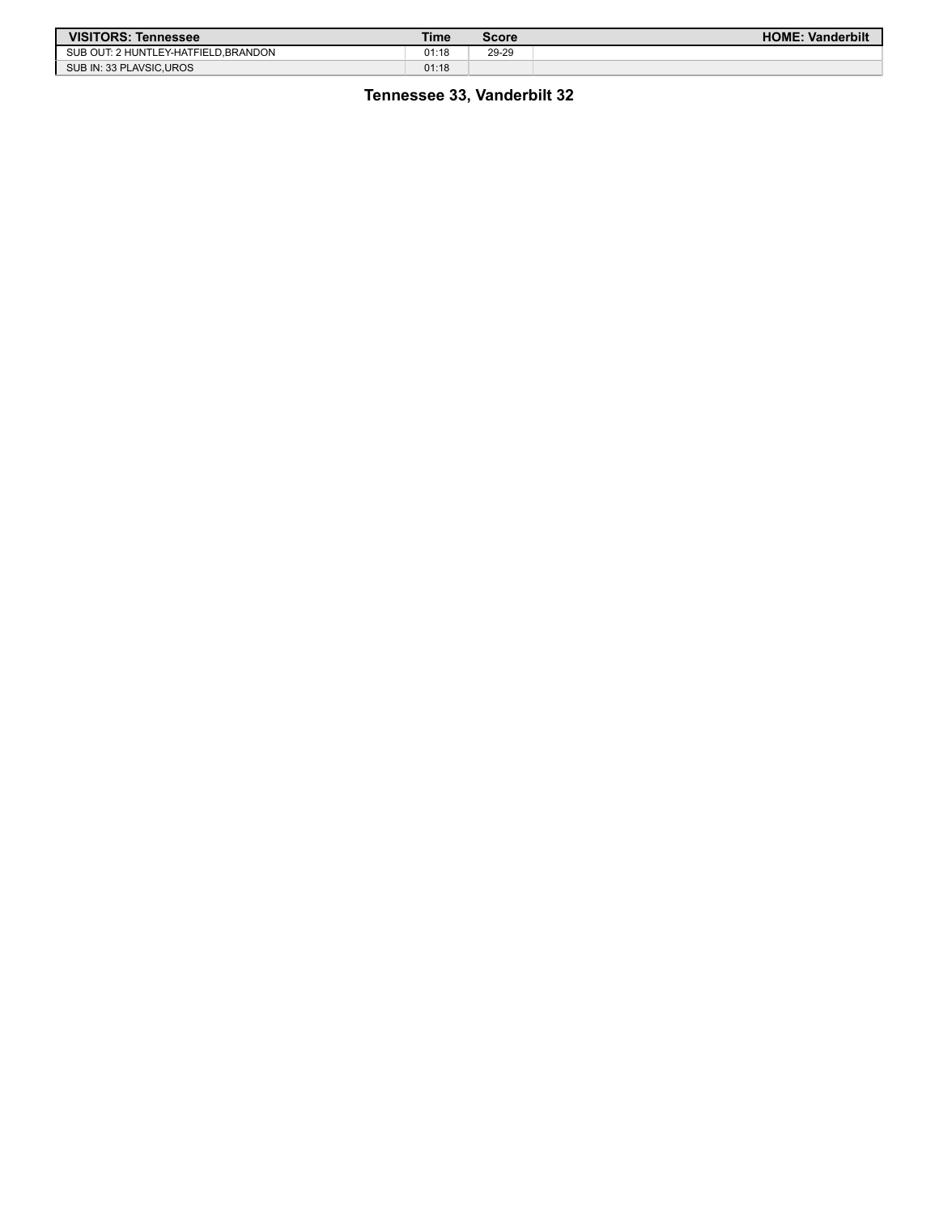| VISITORS: Tennessee | Time | Score | HOME: Vanderbilt |
| --- | --- | --- | --- |
| SUB OUT: 2 HUNTLEY-HATFIELD,BRANDON | 01:18 | 29-29 | |
| SUB IN: 33 PLAVSIC,UROS | 01:18 | | |

**Tennessee 33, Vanderbilt 32**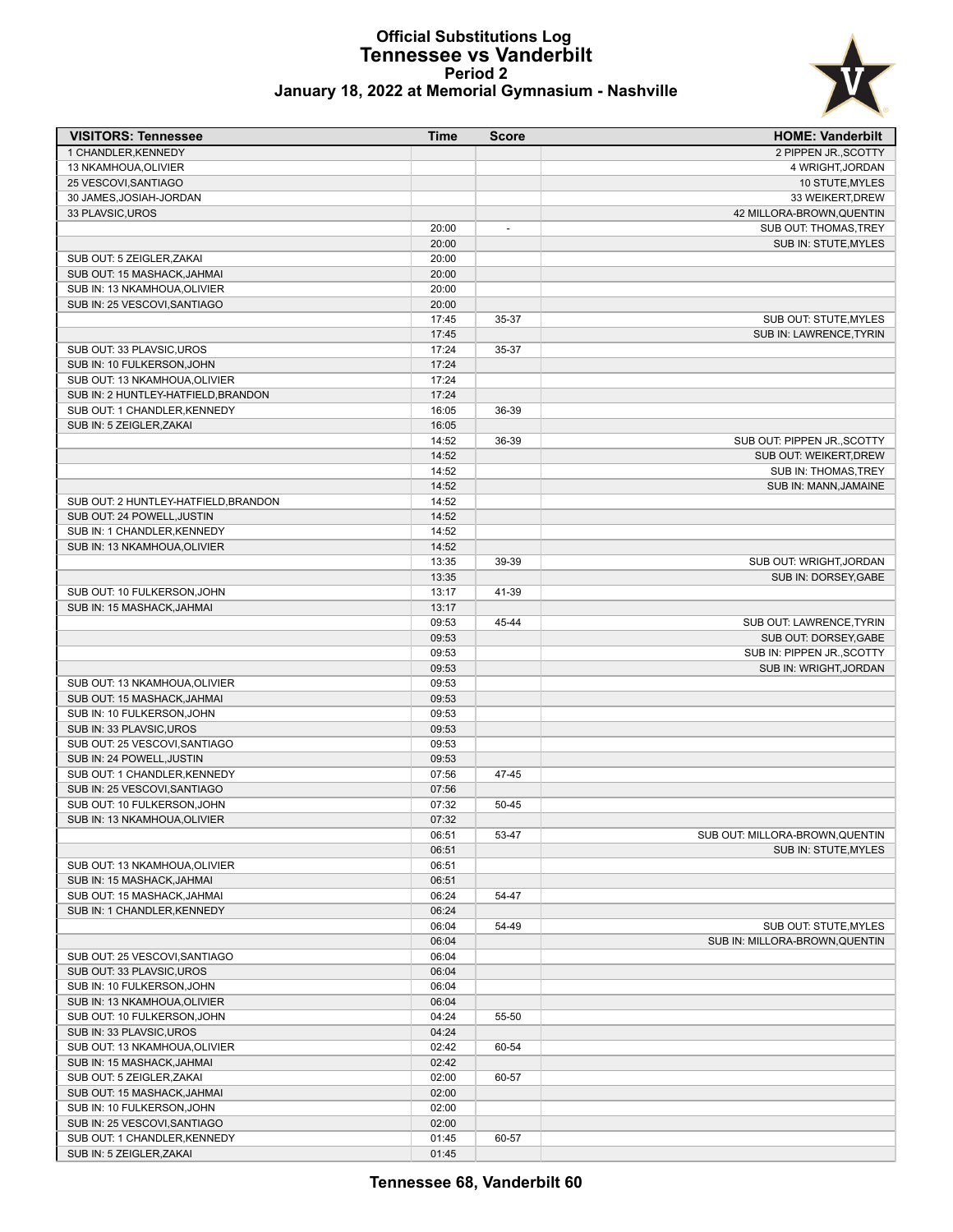# Official Substitutions Log
## Tennessee vs Vanderbilt
### Period 2
### January 18, 2022 at Memorial Gymnasium - Nashville

| VISITORS: Tennessee | Time | Score | HOME: Vanderbilt |
|---|---|---|---|
| 1 CHANDLER,KENNEDY | | | 2 PIPPEN JR.,SCOTTY |
| 13 NKAMHOUA,OLIVIER | | | 4 WRIGHT,JORDAN |
| 25 VESCOVI,SANTIAGO | | | 10 STUTE,MYLES |
| 30 JAMES,JOSIAH-JORDAN | | | 33 WEIKERT,DREW |
| 33 PLAVSIC,UROS | | | 42 MILLORA-BROWN,QUENTIN |
| | 20:00 | - | SUB OUT: THOMAS,TREY |
| | 20:00 | | SUB IN: STUTE,MYLES |
| SUB OUT: 5 ZEIGLER,ZAKAI | 20:00 | | |
| SUB OUT: 15 MASHACK,JAHMAI | 20:00 | | |
| SUB IN: 13 NKAMHOUA,OLIVIER | 20:00 | | |
| SUB IN: 25 VESCOVI,SANTIAGO | 20:00 | | |
| | 17:45 | 35-37 | SUB OUT: STUTE,MYLES |
| | 17:45 | | SUB IN: LAWRENCE,TYRIN |
| SUB OUT: 33 PLAVSIC,UROS | 17:24 | 35-37 | |
| SUB IN: 10 FULKERSON,JOHN | 17:24 | | |
| SUB OUT: 13 NKAMHOUA,OLIVIER | 17:24 | | |
| SUB IN: 2 HUNTLEY-HATFIELD,BRANDON | 17:24 | | |
| SUB OUT: 1 CHANDLER,KENNEDY | 16:05 | 36-39 | |
| SUB IN: 5 ZEIGLER,ZAKAI | 16:05 | | |
| | 14:52 | 36-39 | SUB OUT: PIPPEN JR.,SCOTTY |
| | 14:52 | | SUB OUT: WEIKERT,DREW |
| | 14:52 | | SUB IN: THOMAS,TREY |
| | 14:52 | | SUB IN: MANN,JAMAINE |
| SUB OUT: 2 HUNTLEY-HATFIELD,BRANDON | 14:52 | | |
| SUB OUT: 24 POWELL,JUSTIN | 14:52 | | |
| SUB IN: 1 CHANDLER,KENNEDY | 14:52 | | |
| SUB IN: 13 NKAMHOUA,OLIVIER | 14:52 | | |
| | 13:35 | 39-39 | SUB OUT: WRIGHT,JORDAN |
| | 13:35 | | SUB IN: DORSEY,GABE |
| SUB OUT: 10 FULKERSON,JOHN | 13:17 | 41-39 | |
| SUB IN: 15 MASHACK,JAHMAI | 13:17 | | |
| | 09:53 | 45-44 | SUB OUT: LAWRENCE,TYRIN |
| | 09:53 | | SUB OUT: DORSEY,GABE |
| | 09:53 | | SUB IN: PIPPEN JR.,SCOTTY |
| | 09:53 | | SUB IN: WRIGHT,JORDAN |
| SUB OUT: 13 NKAMHOUA,OLIVIER | 09:53 | | |
| SUB OUT: 15 MASHACK,JAHMAI | 09:53 | | |
| SUB IN: 10 FULKERSON,JOHN | 09:53 | | |
| SUB IN: 33 PLAVSIC,UROS | 09:53 | | |
| SUB OUT: 25 VESCOVI,SANTIAGO | 09:53 | | |
| SUB IN: 24 POWELL,JUSTIN | 09:53 | | |
| SUB OUT: 1 CHANDLER,KENNEDY | 07:56 | 47-45 | |
| SUB IN: 25 VESCOVI,SANTIAGO | 07:56 | | |
| SUB OUT: 10 FULKERSON,JOHN | 07:32 | 50-45 | |
| SUB IN: 13 NKAMHOUA,OLIVIER | 07:32 | | |
| | 06:51 | 53-47 | SUB OUT: MILLORA-BROWN,QUENTIN |
| | 06:51 | | SUB IN: STUTE,MYLES |
| SUB OUT: 13 NKAMHOUA,OLIVIER | 06:51 | | |
| SUB IN: 15 MASHACK,JAHMAI | 06:51 | | |
| SUB OUT: 15 MASHACK,JAHMAI | 06:24 | 54-47 | |
| SUB IN: 1 CHANDLER,KENNEDY | 06:24 | | |
| | 06:04 | 54-49 | SUB OUT: STUTE,MYLES |
| | 06:04 | | SUB IN: MILLORA-BROWN,QUENTIN |
| SUB OUT: 25 VESCOVI,SANTIAGO | 06:04 | | |
| SUB OUT: 33 PLAVSIC,UROS | 06:04 | | |
| SUB IN: 10 FULKERSON,JOHN | 06:04 | | |
| SUB IN: 13 NKAMHOUA,OLIVIER | 06:04 | | |
| SUB OUT: 10 FULKERSON,JOHN | 04:24 | 55-50 | |
| SUB IN: 33 PLAVSIC,UROS | 04:24 | | |
| SUB OUT: 13 NKAMHOUA,OLIVIER | 02:42 | 60-54 | |
| SUB IN: 15 MASHACK,JAHMAI | 02:42 | | |
| SUB OUT: 5 ZEIGLER,ZAKAI | 02:00 | 60-57 | |
| SUB OUT: 15 MASHACK,JAHMAI | 02:00 | | |
| SUB IN: 10 FULKERSON,JOHN | 02:00 | | |
| SUB IN: 25 VESCOVI,SANTIAGO | 02:00 | | |
| SUB OUT: 1 CHANDLER,KENNEDY | 01:45 | 60-57 | |
| SUB IN: 5 ZEIGLER,ZAKAI | 01:45 | | |

**Tennessee 68, Vanderbilt 60**